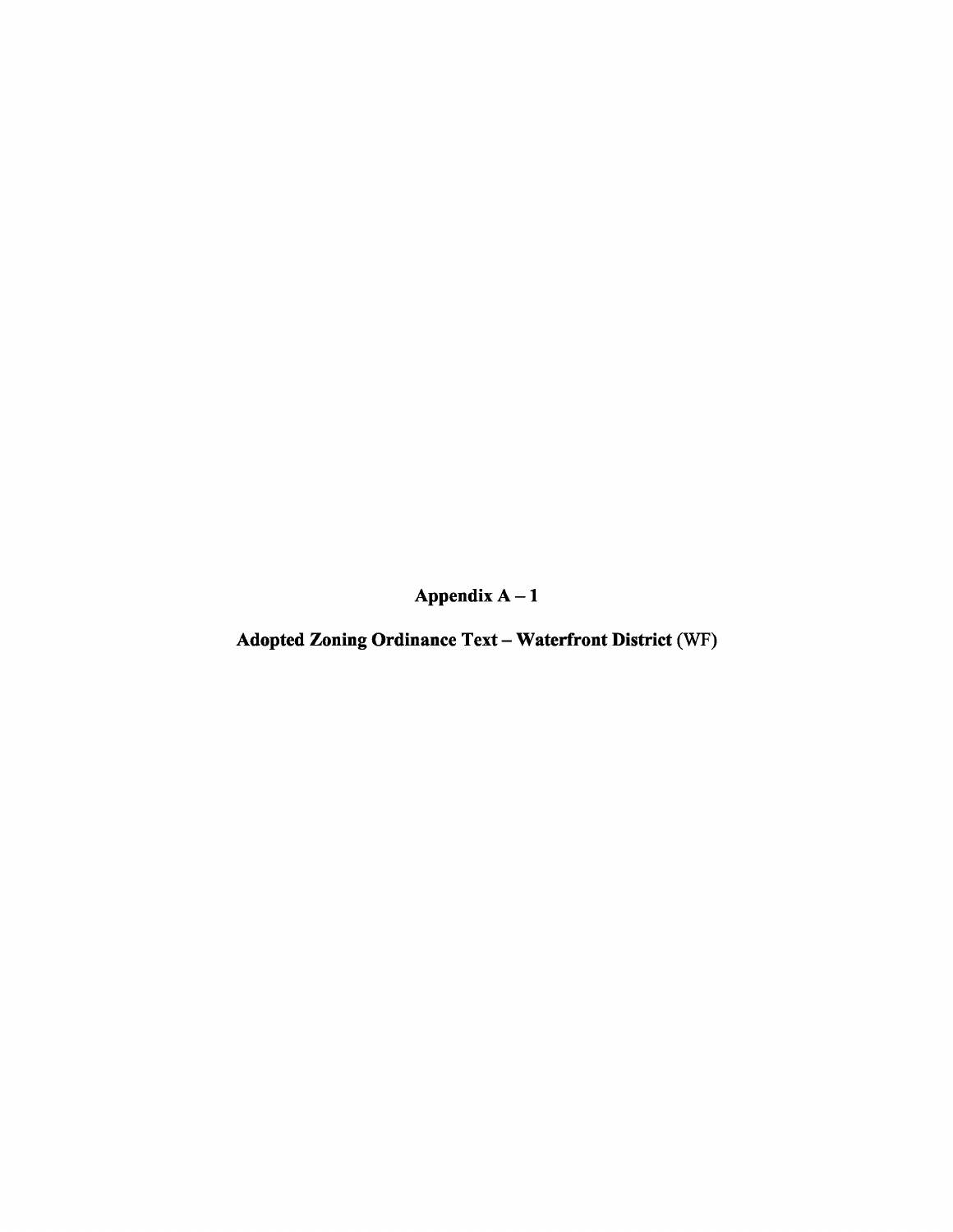**Appendix A – 1**

**Adopted Zoning Ordinance Text – Waterfront District** (WF)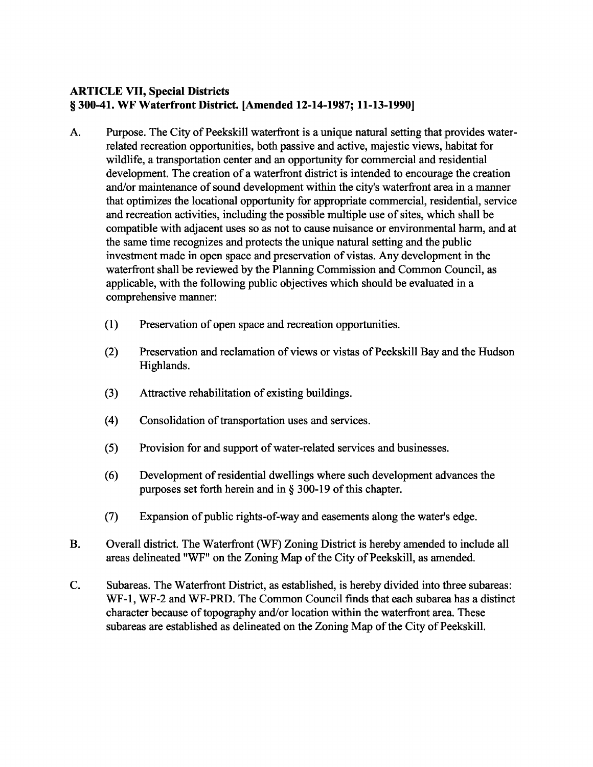**ARTICLE VII, Special Districts**
**§ 300-41. WF Waterfront District. [Amended 12-14-1987; 11-13-1990]**

A. Purpose. The City of Peekskill waterfront is a unique natural setting that provides water-related recreation opportunities, both passive and active, majestic views, habitat for wildlife, a transportation center and an opportunity for commercial and residential development. The creation of a waterfront district is intended to encourage the creation and/or maintenance of sound development within the city's waterfront area in a manner that optimizes the locational opportunity for appropriate commercial, residential, service and recreation activities, including the possible multiple use of sites, which shall be compatible with adjacent uses so as not to cause nuisance or environmental harm, and at the same time recognizes and protects the unique natural setting and the public investment made in open space and preservation of vistas. Any development in the waterfront shall be reviewed by the Planning Commission and Common Council, as applicable, with the following public objectives which should be evaluated in a comprehensive manner:

   (1) Preservation of open space and recreation opportunities.

   (2) Preservation and reclamation of views or vistas of Peekskill Bay and the Hudson Highlands.

   (3) Attractive rehabilitation of existing buildings.

   (4) Consolidation of transportation uses and services.

   (5) Provision for and support of water-related services and businesses.

   (6) Development of residential dwellings where such development advances the purposes set forth herein and in § 300-19 of this chapter.

   (7) Expansion of public rights-of-way and easements along the water's edge.

B. Overall district. The Waterfront (WF) Zoning District is hereby amended to include all areas delineated "WF" on the Zoning Map of the City of Peekskill, as amended.

C. Subareas. The Waterfront District, as established, is hereby divided into three subareas: WF-1, WF-2 and WF-PRD. The Common Council finds that each subarea has a distinct character because of topography and/or location within the waterfront area. These subareas are established as delineated on the Zoning Map of the City of Peekskill.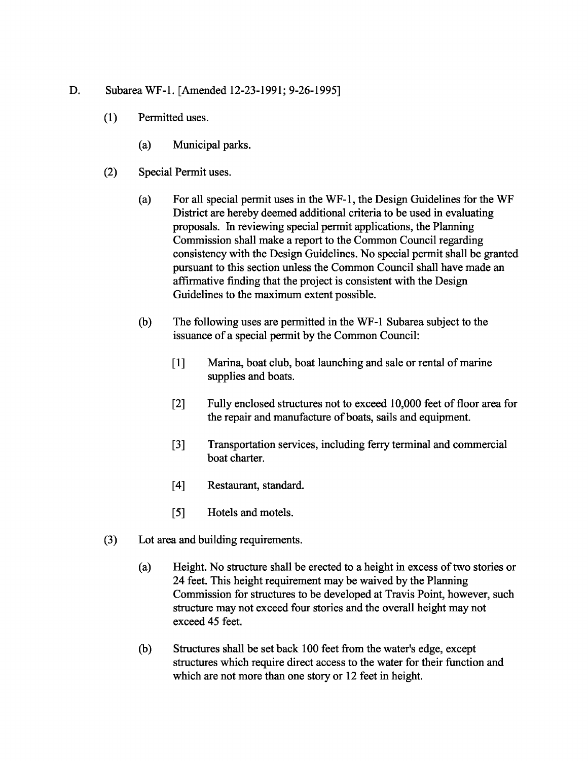D. Subarea WF-1. [Amended 12-23-1991; 9-26-1995]

(1) Permitted uses.

(a) Municipal parks.

(2) Special Permit uses.

(a) For all special permit uses in the WF-1, the Design Guidelines for the WF District are hereby deemed additional criteria to be used in evaluating proposals. In reviewing special permit applications, the Planning Commission shall make a report to the Common Council regarding consistency with the Design Guidelines. No special permit shall be granted pursuant to this section unless the Common Council shall have made an affirmative finding that the project is consistent with the Design Guidelines to the maximum extent possible.

(b) The following uses are permitted in the WF-1 Subarea subject to the issuance of a special permit by the Common Council:

[1] Marina, boat club, boat launching and sale or rental of marine supplies and boats.

[2] Fully enclosed structures not to exceed 10,000 feet of floor area for the repair and manufacture of boats, sails and equipment.

[3] Transportation services, including ferry terminal and commercial boat charter.

[4] Restaurant, standard.

[5] Hotels and motels.

(3) Lot area and building requirements.

(a) Height. No structure shall be erected to a height in excess of two stories or 24 feet. This height requirement may be waived by the Planning Commission for structures to be developed at Travis Point, however, such structure may not exceed four stories and the overall height may not exceed 45 feet.

(b) Structures shall be set back 100 feet from the water's edge, except structures which require direct access to the water for their function and which are not more than one story or 12 feet in height.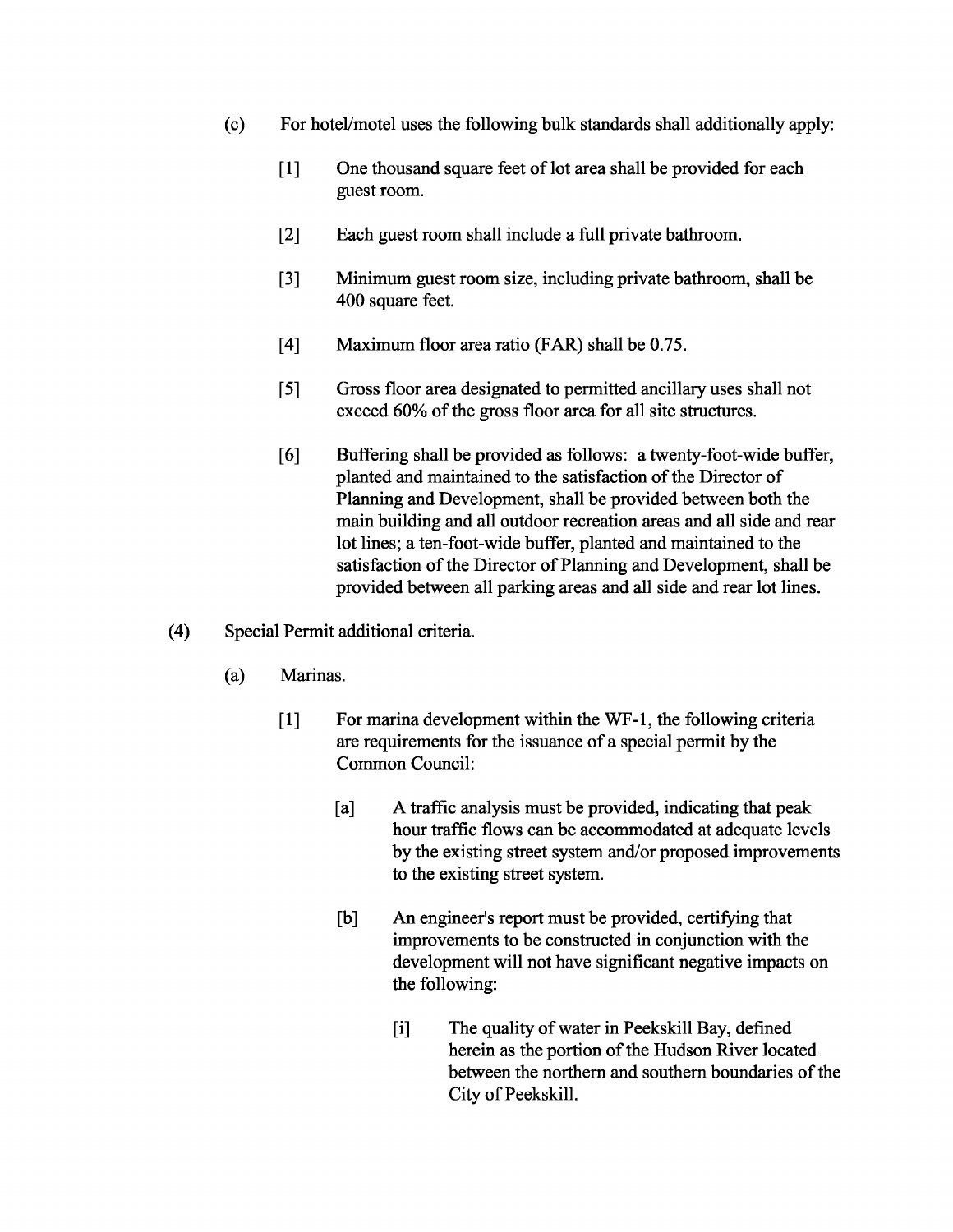(c) For hotel/motel uses the following bulk standards shall additionally apply:

[1] One thousand square feet of lot area shall be provided for each guest room.

[2] Each guest room shall include a full private bathroom.

[3] Minimum guest room size, including private bathroom, shall be 400 square feet.

[4] Maximum floor area ratio (FAR) shall be 0.75.

[5] Gross floor area designated to permitted ancillary uses shall not exceed 60% of the gross floor area for all site structures.

[6] Buffering shall be provided as follows: a twenty-foot-wide buffer, planted and maintained to the satisfaction of the Director of Planning and Development, shall be provided between both the main building and all outdoor recreation areas and all side and rear lot lines; a ten-foot-wide buffer, planted and maintained to the satisfaction of the Director of Planning and Development, shall be provided between all parking areas and all side and rear lot lines.

(4) Special Permit additional criteria.

(a) Marinas.

[1] For marina development within the WF-1, the following criteria are requirements for the issuance of a special permit by the Common Council:

[a] A traffic analysis must be provided, indicating that peak hour traffic flows can be accommodated at adequate levels by the existing street system and/or proposed improvements to the existing street system.

[b] An engineer's report must be provided, certifying that improvements to be constructed in conjunction with the development will not have significant negative impacts on the following:

[i] The quality of water in Peekskill Bay, defined herein as the portion of the Hudson River located between the northern and southern boundaries of the City of Peekskill.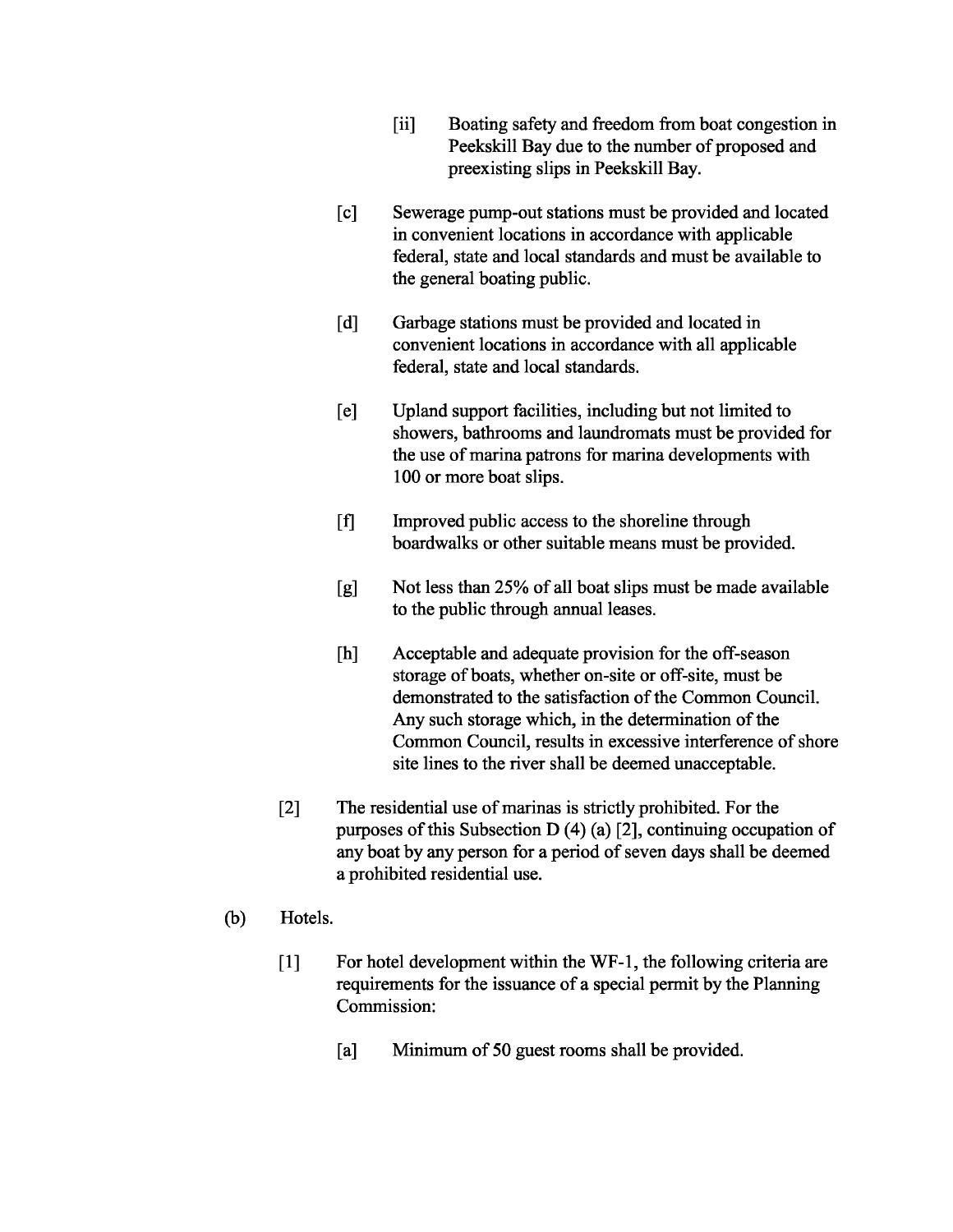[ii] Boating safety and freedom from boat congestion in Peekskill Bay due to the number of proposed and preexisting slips in Peekskill Bay.

[c] Sewerage pump-out stations must be provided and located in convenient locations in accordance with applicable federal, state and local standards and must be available to the general boating public.

[d] Garbage stations must be provided and located in convenient locations in accordance with all applicable federal, state and local standards.

[e] Upland support facilities, including but not limited to showers, bathrooms and laundromats must be provided for the use of marina patrons for marina developments with 100 or more boat slips.

[f] Improved public access to the shoreline through boardwalks or other suitable means must be provided.

[g] Not less than 25% of all boat slips must be made available to the public through annual leases.

[h] Acceptable and adequate provision for the off-season storage of boats, whether on-site or off-site, must be demonstrated to the satisfaction of the Common Council. Any such storage which, in the determination of the Common Council, results in excessive interference of shore site lines to the river shall be deemed unacceptable.

[2] The residential use of marinas is strictly prohibited. For the purposes of this Subsection D (4) (a) [2], continuing occupation of any boat by any person for a period of seven days shall be deemed a prohibited residential use.

(b) Hotels.

[1] For hotel development within the WF-1, the following criteria are requirements for the issuance of a special permit by the Planning Commission:

[a] Minimum of 50 guest rooms shall be provided.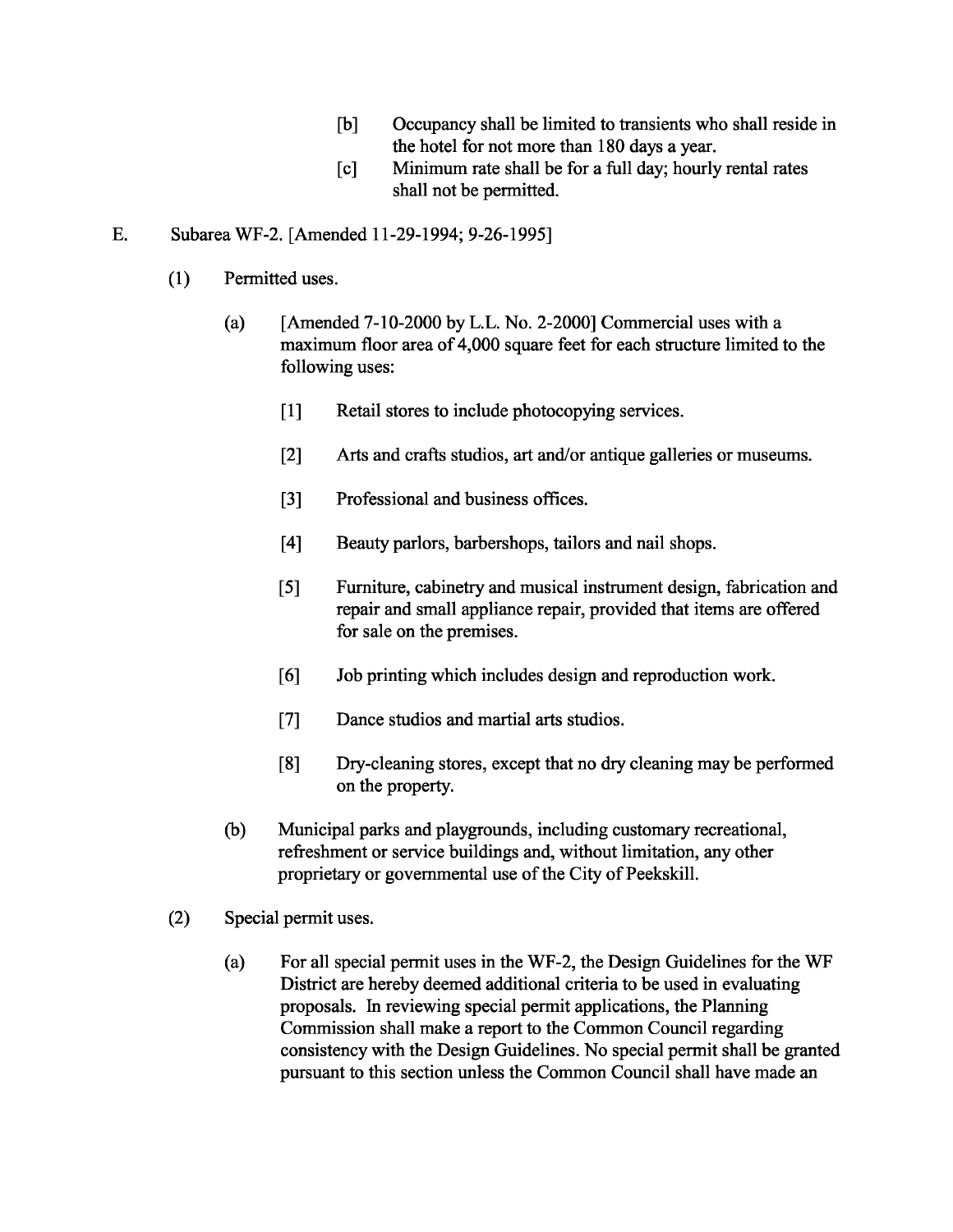[b] Occupancy shall be limited to transients who shall reside in the hotel for not more than 180 days a year.

[c] Minimum rate shall be for a full day; hourly rental rates shall not be permitted.

E. Subarea WF-2. [Amended 11-29-1994; 9-26-1995]

(1) Permitted uses.

(a) [Amended 7-10-2000 by L.L. No. 2-2000] Commercial uses with a maximum floor area of 4,000 square feet for each structure limited to the following uses:

[1] Retail stores to include photocopying services.

[2] Arts and crafts studios, art and/or antique galleries or museums.

[3] Professional and business offices.

[4] Beauty parlors, barbershops, tailors and nail shops.

[5] Furniture, cabinetry and musical instrument design, fabrication and repair and small appliance repair, provided that items are offered for sale on the premises.

[6] Job printing which includes design and reproduction work.

[7] Dance studios and martial arts studios.

[8] Dry-cleaning stores, except that no dry cleaning may be performed on the property.

(b) Municipal parks and playgrounds, including customary recreational, refreshment or service buildings and, without limitation, any other proprietary or governmental use of the City of Peekskill.

(2) Special permit uses.

(a) For all special permit uses in the WF-2, the Design Guidelines for the WF District are hereby deemed additional criteria to be used in evaluating proposals. In reviewing special permit applications, the Planning Commission shall make a report to the Common Council regarding consistency with the Design Guidelines. No special permit shall be granted pursuant to this section unless the Common Council shall have made an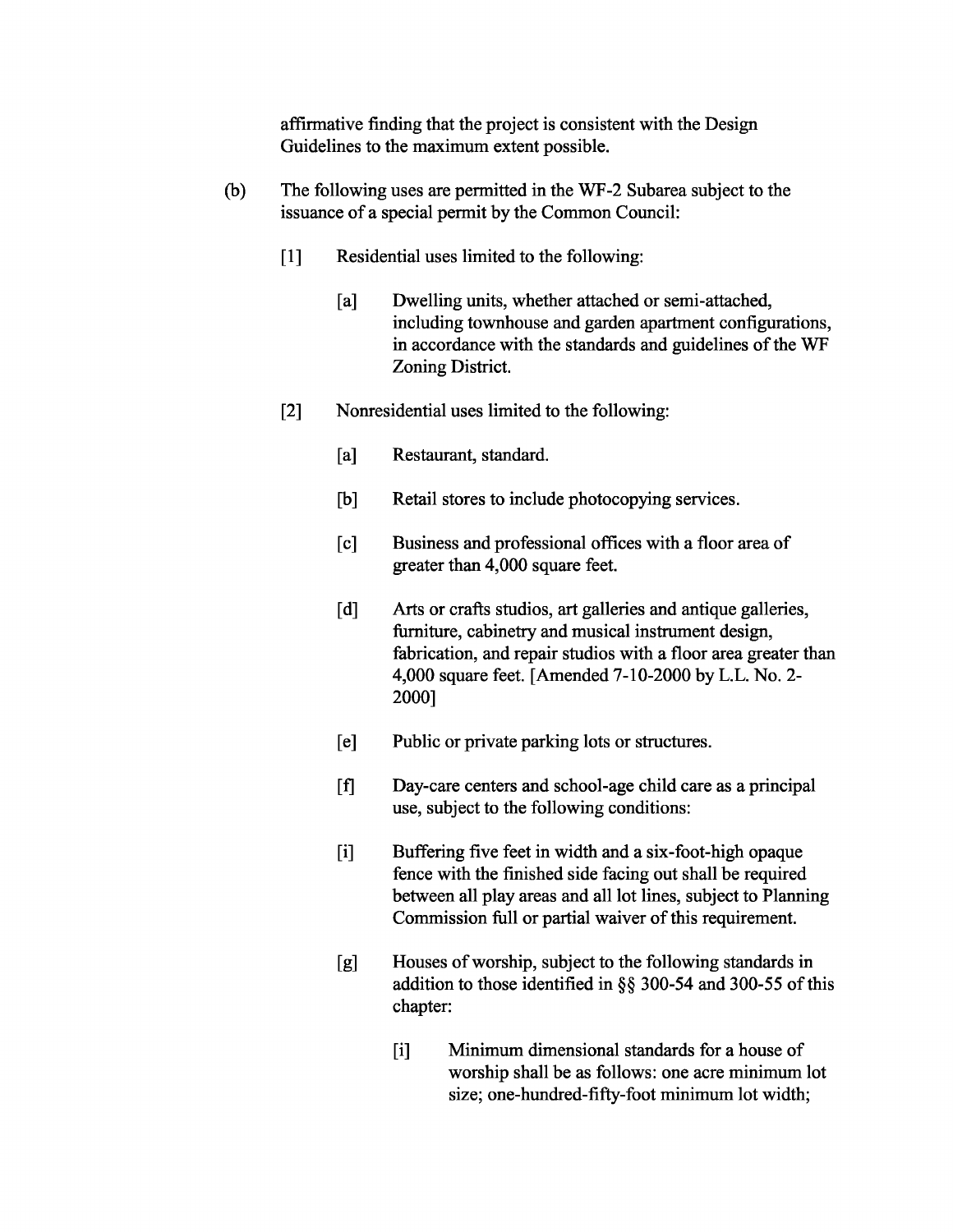affirmative finding that the project is consistent with the Design Guidelines to the maximum extent possible.

(b) The following uses are permitted in the WF-2 Subarea subject to the issuance of a special permit by the Common Council:

  [1] Residential uses limited to the following:

    [a] Dwelling units, whether attached or semi-attached, including townhouse and garden apartment configurations, in accordance with the standards and guidelines of the WF Zoning District.

  [2] Nonresidential uses limited to the following:

    [a] Restaurant, standard.

    [b] Retail stores to include photocopying services.

    [c] Business and professional offices with a floor area of greater than 4,000 square feet.

    [d] Arts or crafts studios, art galleries and antique galleries, furniture, cabinetry and musical instrument design, fabrication, and repair studios with a floor area greater than 4,000 square feet. [Amended 7-10-2000 by L.L. No. 2-2000]

    [e] Public or private parking lots or structures.

    [f] Day-care centers and school-age child care as a principal use, subject to the following conditions:

    [i] Buffering five feet in width and a six-foot-high opaque fence with the finished side facing out shall be required between all play areas and all lot lines, subject to Planning Commission full or partial waiver of this requirement.

    [g] Houses of worship, subject to the following standards in addition to those identified in §§ 300-54 and 300-55 of this chapter:

      [i] Minimum dimensional standards for a house of worship shall be as follows: one acre minimum lot size; one-hundred-fifty-foot minimum lot width;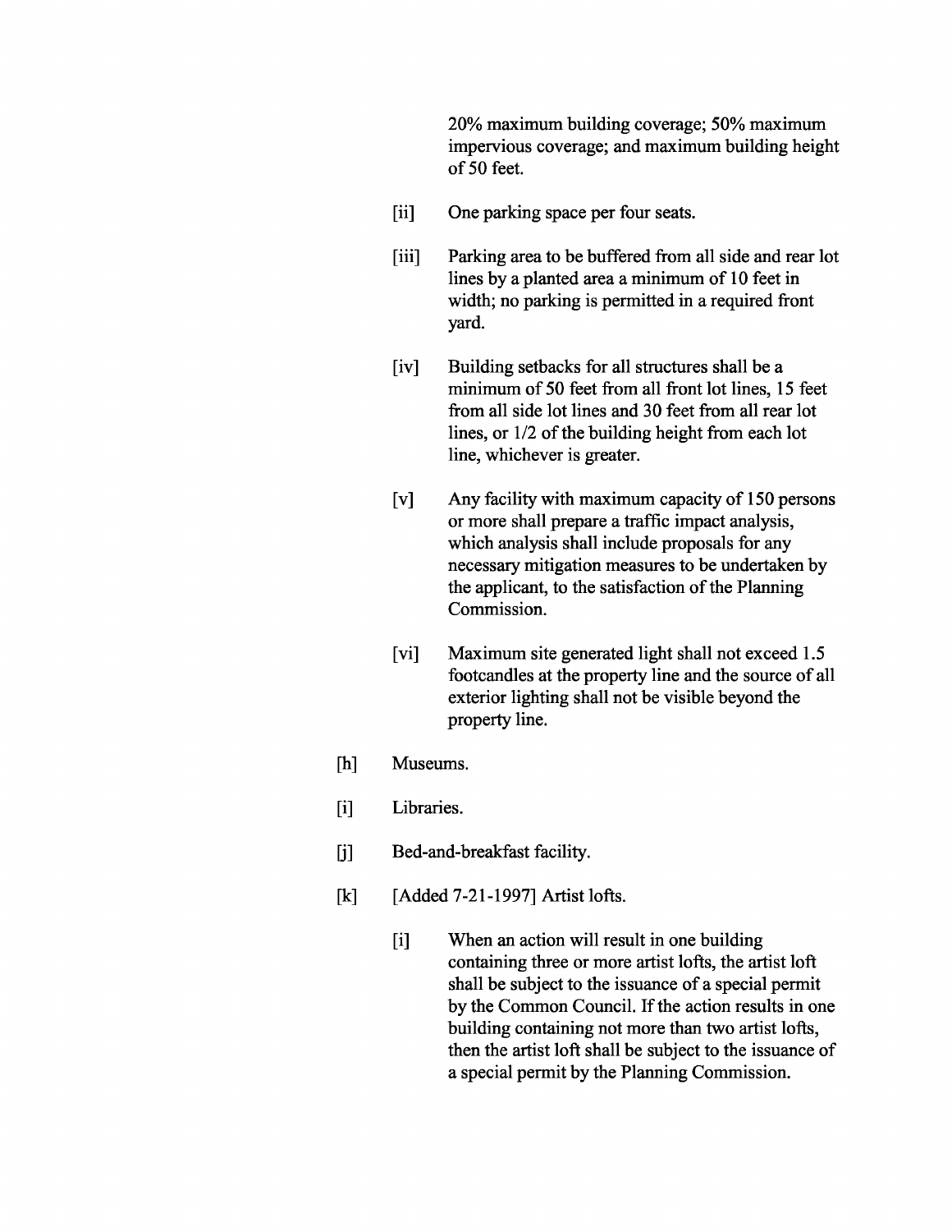20% maximum building coverage; 50% maximum impervious coverage; and maximum building height of 50 feet.

[ii] One parking space per four seats.

[iii] Parking area to be buffered from all side and rear lot lines by a planted area a minimum of 10 feet in width; no parking is permitted in a required front yard.

[iv] Building setbacks for all structures shall be a minimum of 50 feet from all front lot lines, 15 feet from all side lot lines and 30 feet from all rear lot lines, or 1/2 of the building height from each lot line, whichever is greater.

[v] Any facility with maximum capacity of 150 persons or more shall prepare a traffic impact analysis, which analysis shall include proposals for any necessary mitigation measures to be undertaken by the applicant, to the satisfaction of the Planning Commission.

[vi] Maximum site generated light shall not exceed 1.5 footcandles at the property line and the source of all exterior lighting shall not be visible beyond the property line.

[h] Museums.

[i] Libraries.

[j] Bed-and-breakfast facility.

[k] [Added 7-21-1997] Artist lofts.

[i] When an action will result in one building containing three or more artist lofts, the artist loft shall be subject to the issuance of a special permit by the Common Council. If the action results in one building containing not more than two artist lofts, then the artist loft shall be subject to the issuance of a special permit by the Planning Commission.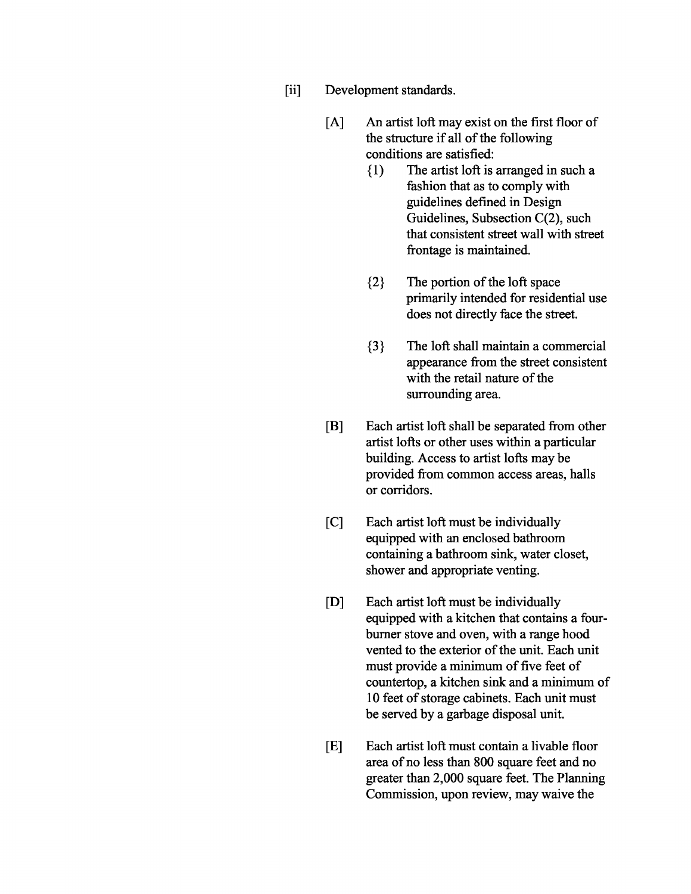[ii] Development standards.

[A] An artist loft may exist on the first floor of the structure if all of the following conditions are satisfied:

{1} The artist loft is arranged in such a fashion that as to comply with guidelines defined in Design Guidelines, Subsection C(2), such that consistent street wall with street frontage is maintained.

{2} The portion of the loft space primarily intended for residential use does not directly face the street.

{3} The loft shall maintain a commercial appearance from the street consistent with the retail nature of the surrounding area.

[B] Each artist loft shall be separated from other artist lofts or other uses within a particular building. Access to artist lofts may be provided from common access areas, halls or corridors.

[C] Each artist loft must be individually equipped with an enclosed bathroom containing a bathroom sink, water closet, shower and appropriate venting.

[D] Each artist loft must be individually equipped with a kitchen that contains a four-burner stove and oven, with a range hood vented to the exterior of the unit. Each unit must provide a minimum of five feet of countertop, a kitchen sink and a minimum of 10 feet of storage cabinets. Each unit must be served by a garbage disposal unit.

[E] Each artist loft must contain a livable floor area of no less than 800 square feet and no greater than 2,000 square feet. The Planning Commission, upon review, may waive the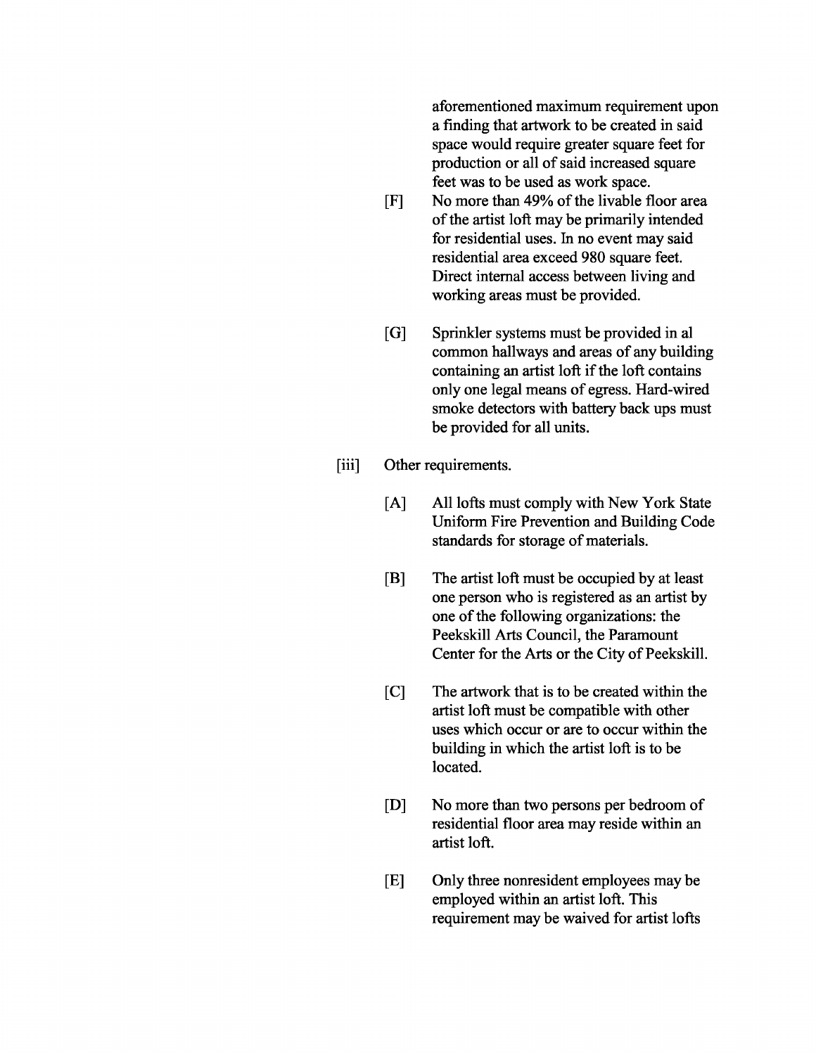aforementioned maximum requirement upon a finding that artwork to be created in said space would require greater square feet for production or all of said increased square feet was to be used as work space.

[F] No more than 49% of the livable floor area of the artist loft may be primarily intended for residential uses. In no event may said residential area exceed 980 square feet. Direct internal access between living and working areas must be provided.

[G] Sprinkler systems must be provided in al common hallways and areas of any building containing an artist loft if the loft contains only one legal means of egress. Hard-wired smoke detectors with battery back ups must be provided for all units.

[iii] Other requirements.

[A] All lofts must comply with New York State Uniform Fire Prevention and Building Code standards for storage of materials.

[B] The artist loft must be occupied by at least one person who is registered as an artist by one of the following organizations: the Peekskill Arts Council, the Paramount Center for the Arts or the City of Peekskill.

[C] The artwork that is to be created within the artist loft must be compatible with other uses which occur or are to occur within the building in which the artist loft is to be located.

[D] No more than two persons per bedroom of residential floor area may reside within an artist loft.

[E] Only three nonresident employees may be employed within an artist loft. This requirement may be waived for artist lofts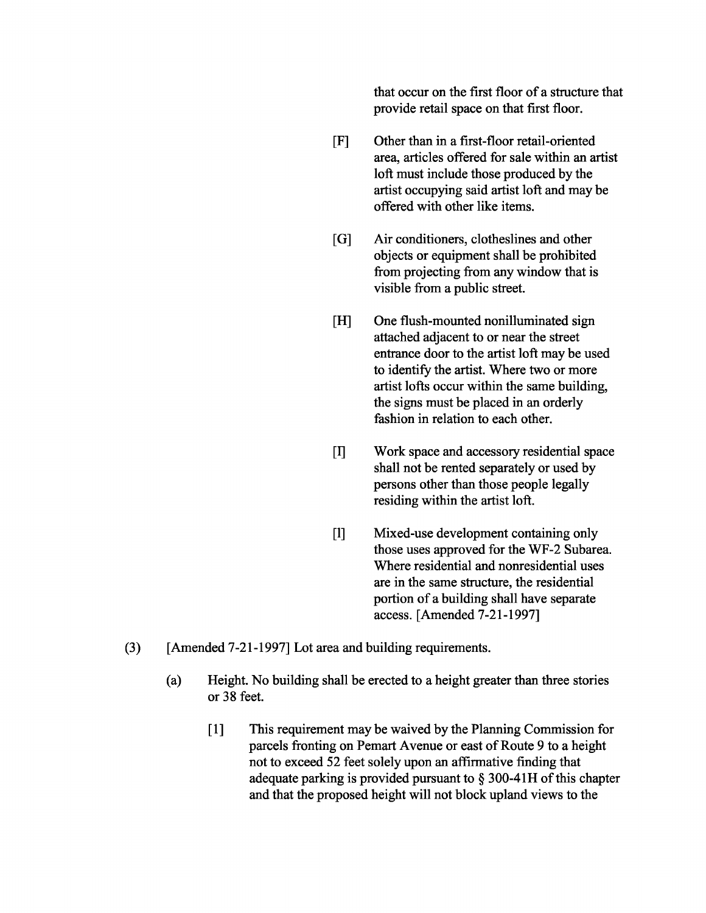that occur on the first floor of a structure that provide retail space on that first floor.

[F] Other than in a first-floor retail-oriented area, articles offered for sale within an artist loft must include those produced by the artist occupying said artist loft and may be offered with other like items.

[G] Air conditioners, clotheslines and other objects or equipment shall be prohibited from projecting from any window that is visible from a public street.

[H] One flush-mounted nonilluminated sign attached adjacent to or near the street entrance door to the artist loft may be used to identify the artist. Where two or more artist lofts occur within the same building, the signs must be placed in an orderly fashion in relation to each other.

[I] Work space and accessory residential space shall not be rented separately or used by persons other than those people legally residing within the artist loft.

[l] Mixed-use development containing only those uses approved for the WF-2 Subarea. Where residential and nonresidential uses are in the same structure, the residential portion of a building shall have separate access. [Amended 7-21-1997]

(3) [Amended 7-21-1997] Lot area and building requirements.

(a) Height. No building shall be erected to a height greater than three stories or 38 feet.

[1] This requirement may be waived by the Planning Commission for parcels fronting on Pemart Avenue or east of Route 9 to a height not to exceed 52 feet solely upon an affirmative finding that adequate parking is provided pursuant to § 300-41H of this chapter and that the proposed height will not block upland views to the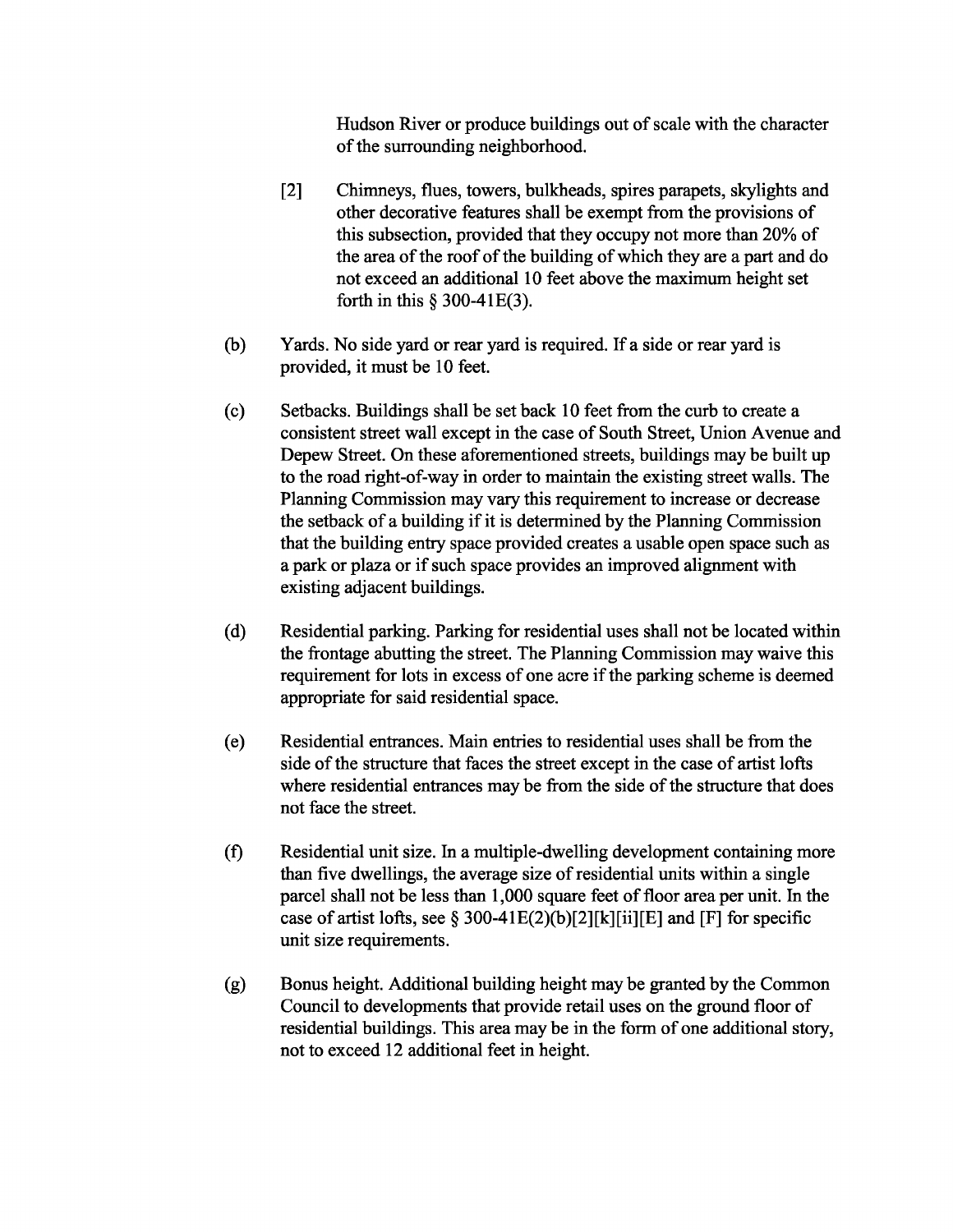Hudson River or produce buildings out of scale with the character of the surrounding neighborhood.

[2] Chimneys, flues, towers, bulkheads, spires parapets, skylights and other decorative features shall be exempt from the provisions of this subsection, provided that they occupy not more than 20% of the area of the roof of the building of which they are a part and do not exceed an additional 10 feet above the maximum height set forth in this § 300-41E(3).

(b) Yards. No side yard or rear yard is required. If a side or rear yard is provided, it must be 10 feet.

(c) Setbacks. Buildings shall be set back 10 feet from the curb to create a consistent street wall except in the case of South Street, Union Avenue and Depew Street. On these aforementioned streets, buildings may be built up to the road right-of-way in order to maintain the existing street walls. The Planning Commission may vary this requirement to increase or decrease the setback of a building if it is determined by the Planning Commission that the building entry space provided creates a usable open space such as a park or plaza or if such space provides an improved alignment with existing adjacent buildings.

(d) Residential parking. Parking for residential uses shall not be located within the frontage abutting the street. The Planning Commission may waive this requirement for lots in excess of one acre if the parking scheme is deemed appropriate for said residential space.

(e) Residential entrances. Main entries to residential uses shall be from the side of the structure that faces the street except in the case of artist lofts where residential entrances may be from the side of the structure that does not face the street.

(f) Residential unit size. In a multiple-dwelling development containing more than five dwellings, the average size of residential units within a single parcel shall not be less than 1,000 square feet of floor area per unit. In the case of artist lofts, see § 300-41E(2)(b)[2][k][ii][E] and [F] for specific unit size requirements.

(g) Bonus height. Additional building height may be granted by the Common Council to developments that provide retail uses on the ground floor of residential buildings. This area may be in the form of one additional story, not to exceed 12 additional feet in height.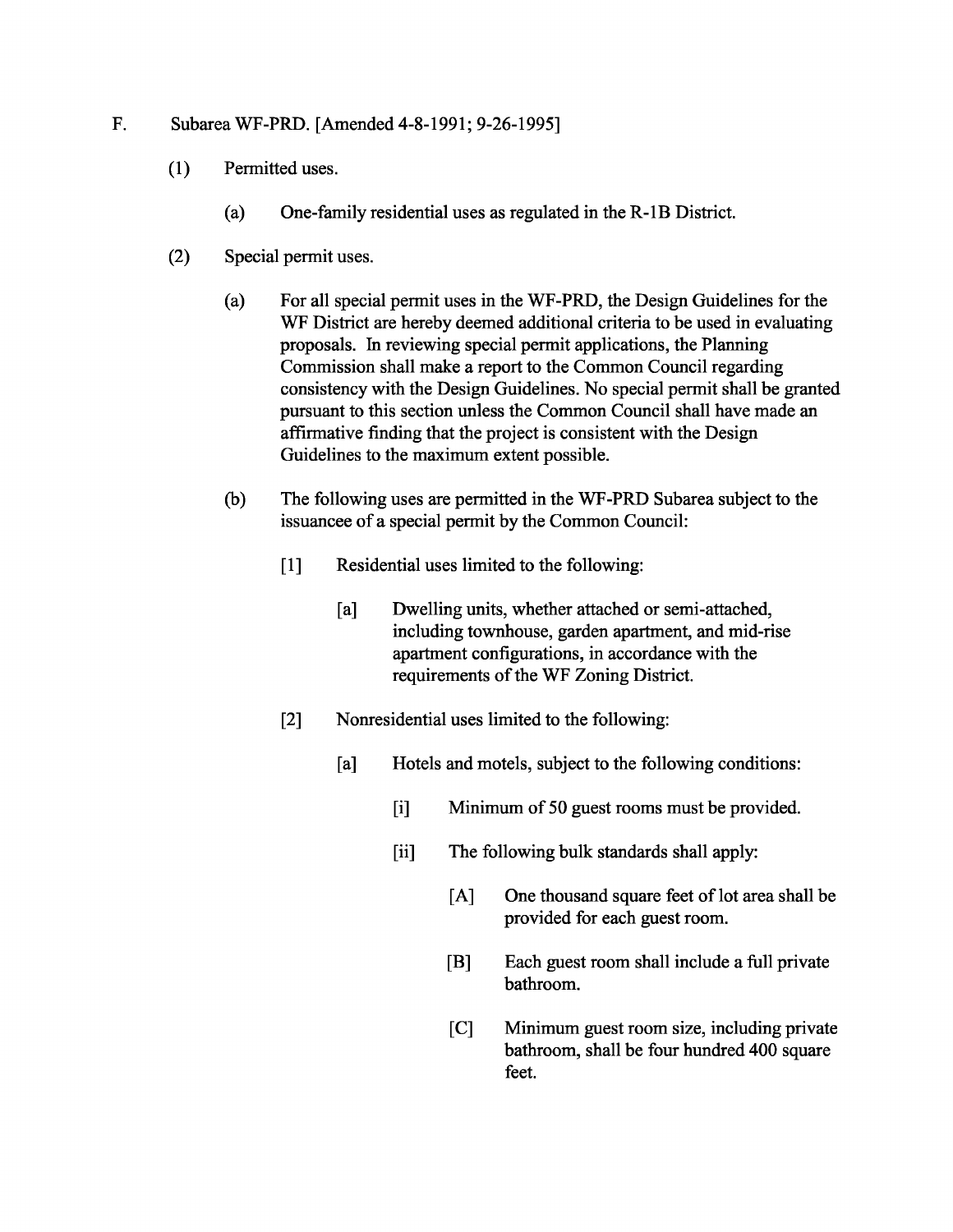F. Subarea WF-PRD. [Amended 4-8-1991; 9-26-1995]

(1) Permitted uses.

(a) One-family residential uses as regulated in the R-1B District.

(2) Special permit uses.

(a) For all special permit uses in the WF-PRD, the Design Guidelines for the WF District are hereby deemed additional criteria to be used in evaluating proposals. In reviewing special permit applications, the Planning Commission shall make a report to the Common Council regarding consistency with the Design Guidelines. No special permit shall be granted pursuant to this section unless the Common Council shall have made an affirmative finding that the project is consistent with the Design Guidelines to the maximum extent possible.

(b) The following uses are permitted in the WF-PRD Subarea subject to the issuancee of a special permit by the Common Council:

[1] Residential uses limited to the following:

[a] Dwelling units, whether attached or semi-attached, including townhouse, garden apartment, and mid-rise apartment configurations, in accordance with the requirements of the WF Zoning District.

[2] Nonresidential uses limited to the following:

[a] Hotels and motels, subject to the following conditions:

[i] Minimum of 50 guest rooms must be provided.

[ii] The following bulk standards shall apply:

[A] One thousand square feet of lot area shall be provided for each guest room.

[B] Each guest room shall include a full private bathroom.

[C] Minimum guest room size, including private bathroom, shall be four hundred 400 square feet.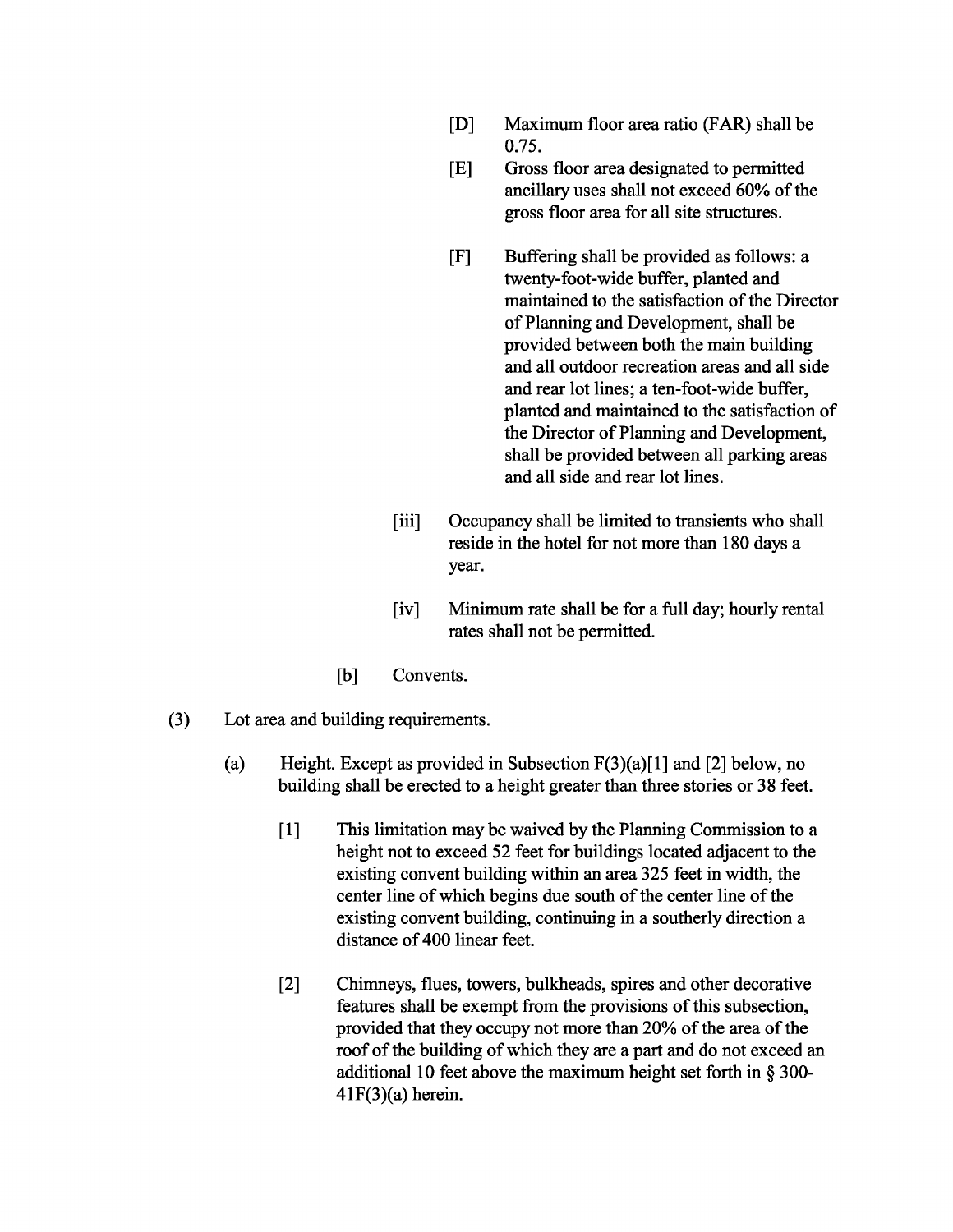[D] Maximum floor area ratio (FAR) shall be 0.75.

[E] Gross floor area designated to permitted ancillary uses shall not exceed 60% of the gross floor area for all site structures.

[F] Buffering shall be provided as follows: a twenty-foot-wide buffer, planted and maintained to the satisfaction of the Director of Planning and Development, shall be provided between both the main building and all outdoor recreation areas and all side and rear lot lines; a ten-foot-wide buffer, planted and maintained to the satisfaction of the Director of Planning and Development, shall be provided between all parking areas and all side and rear lot lines.

[iii] Occupancy shall be limited to transients who shall reside in the hotel for not more than 180 days a year.

[iv] Minimum rate shall be for a full day; hourly rental rates shall not be permitted.

[b] Convents.

(3) Lot area and building requirements.

(a) Height. Except as provided in Subsection F(3)(a)[1] and [2] below, no building shall be erected to a height greater than three stories or 38 feet.

[1] This limitation may be waived by the Planning Commission to a height not to exceed 52 feet for buildings located adjacent to the existing convent building within an area 325 feet in width, the center line of which begins due south of the center line of the existing convent building, continuing in a southerly direction a distance of 400 linear feet.

[2] Chimneys, flues, towers, bulkheads, spires and other decorative features shall be exempt from the provisions of this subsection, provided that they occupy not more than 20% of the area of the roof of the building of which they are a part and do not exceed an additional 10 feet above the maximum height set forth in § 300-41F(3)(a) herein.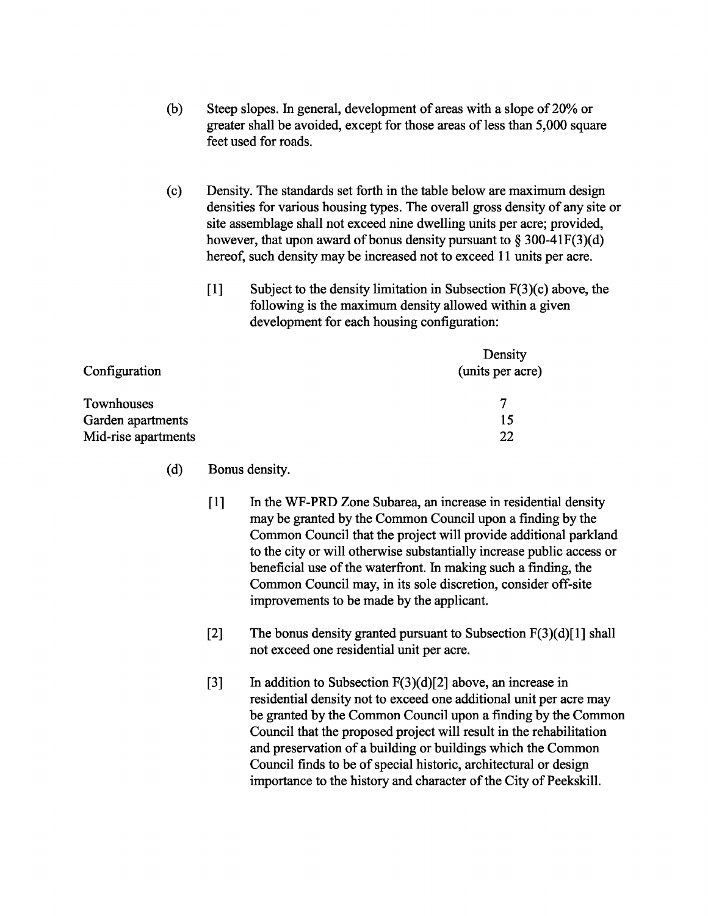(b) Steep slopes. In general, development of areas with a slope of 20% or greater shall be avoided, except for those areas of less than 5,000 square feet used for roads.

(c) Density. The standards set forth in the table below are maximum design densities for various housing types. The overall gross density of any site or site assemblage shall not exceed nine dwelling units per acre; provided, however, that upon award of bonus density pursuant to § 300-41F(3)(d) hereof, such density may be increased not to exceed 11 units per acre.

[1] Subject to the density limitation in Subsection F(3)(c) above, the following is the maximum density allowed within a given development for each housing configuration:

| Configuration | Density (units per acre) |
| --- | --- |
| Townhouses | 7 |
| Garden apartments | 15 |
| Mid-rise apartments | 22 |

(d) Bonus density.

[1] In the WF-PRD Zone Subarea, an increase in residential density may be granted by the Common Council upon a finding by the Common Council that the project will provide additional parkland to the city or will otherwise substantially increase public access or beneficial use of the waterfront. In making such a finding, the Common Council may, in its sole discretion, consider off-site improvements to be made by the applicant.

[2] The bonus density granted pursuant to Subsection F(3)(d)[1] shall not exceed one residential unit per acre.

[3] In addition to Subsection F(3)(d)[2] above, an increase in residential density not to exceed one additional unit per acre may be granted by the Common Council upon a finding by the Common Council that the proposed project will result in the rehabilitation and preservation of a building or buildings which the Common Council finds to be of special historic, architectural or design importance to the history and character of the City of Peekskill.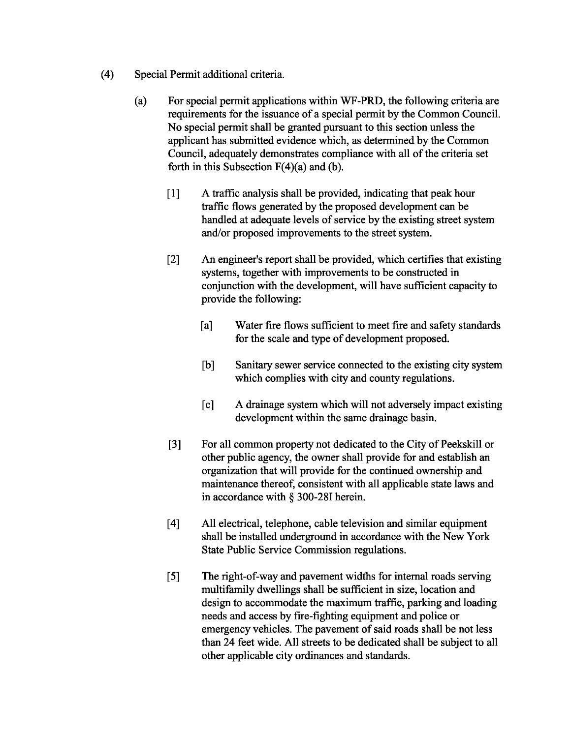(4) Special Permit additional criteria.

(a) For special permit applications within WF-PRD, the following criteria are requirements for the issuance of a special permit by the Common Council. No special permit shall be granted pursuant to this section unless the applicant has submitted evidence which, as determined by the Common Council, adequately demonstrates compliance with all of the criteria set forth in this Subsection F(4)(a) and (b).

[1] A traffic analysis shall be provided, indicating that peak hour traffic flows generated by the proposed development can be handled at adequate levels of service by the existing street system and/or proposed improvements to the street system.

[2] An engineer's report shall be provided, which certifies that existing systems, together with improvements to be constructed in conjunction with the development, will have sufficient capacity to provide the following:

[a] Water fire flows sufficient to meet fire and safety standards for the scale and type of development proposed.

[b] Sanitary sewer service connected to the existing city system which complies with city and county regulations.

[c] A drainage system which will not adversely impact existing development within the same drainage basin.

[3] For all common property not dedicated to the City of Peekskill or other public agency, the owner shall provide for and establish an organization that will provide for the continued ownership and maintenance thereof, consistent with all applicable state laws and in accordance with § 300-28I herein.

[4] All electrical, telephone, cable television and similar equipment shall be installed underground in accordance with the New York State Public Service Commission regulations.

[5] The right-of-way and pavement widths for internal roads serving multifamily dwellings shall be sufficient in size, location and design to accommodate the maximum traffic, parking and loading needs and access by fire-fighting equipment and police or emergency vehicles. The pavement of said roads shall be not less than 24 feet wide. All streets to be dedicated shall be subject to all other applicable city ordinances and standards.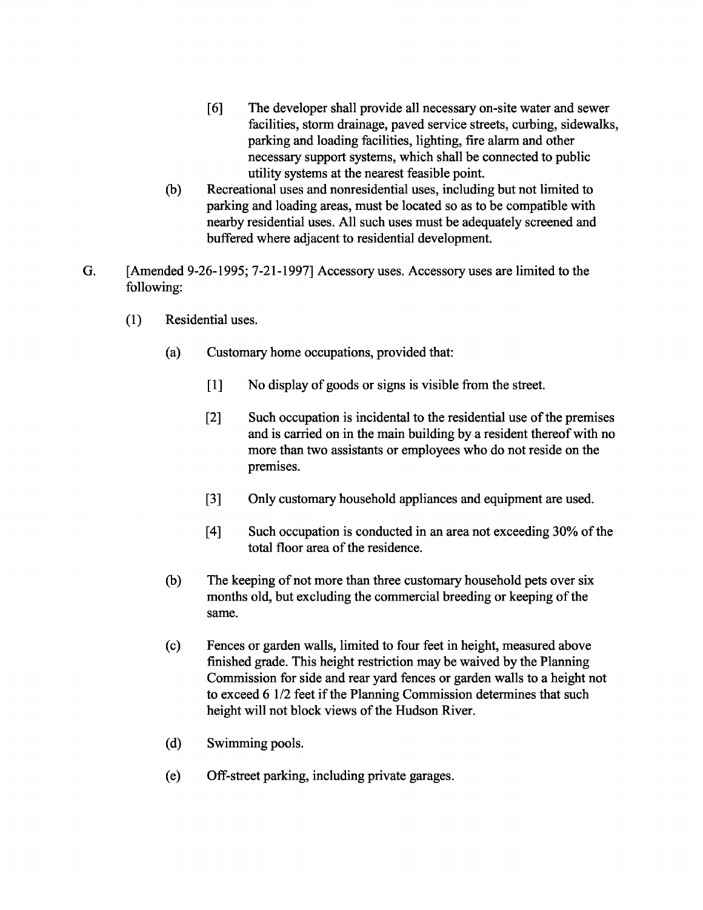[6] The developer shall provide all necessary on-site water and sewer facilities, storm drainage, paved service streets, curbing, sidewalks, parking and loading facilities, lighting, fire alarm and other necessary support systems, which shall be connected to public utility systems at the nearest feasible point.

(b) Recreational uses and nonresidential uses, including but not limited to parking and loading areas, must be located so as to be compatible with nearby residential uses. All such uses must be adequately screened and buffered where adjacent to residential development.

G. [Amended 9-26-1995; 7-21-1997] Accessory uses. Accessory uses are limited to the following:

(1) Residential uses.

(a) Customary home occupations, provided that:

[1] No display of goods or signs is visible from the street.

[2] Such occupation is incidental to the residential use of the premises and is carried on in the main building by a resident thereof with no more than two assistants or employees who do not reside on the premises.

[3] Only customary household appliances and equipment are used.

[4] Such occupation is conducted in an area not exceeding 30% of the total floor area of the residence.

(b) The keeping of not more than three customary household pets over six months old, but excluding the commercial breeding or keeping of the same.

(c) Fences or garden walls, limited to four feet in height, measured above finished grade. This height restriction may be waived by the Planning Commission for side and rear yard fences or garden walls to a height not to exceed 6 1/2 feet if the Planning Commission determines that such height will not block views of the Hudson River.

(d) Swimming pools.

(e) Off-street parking, including private garages.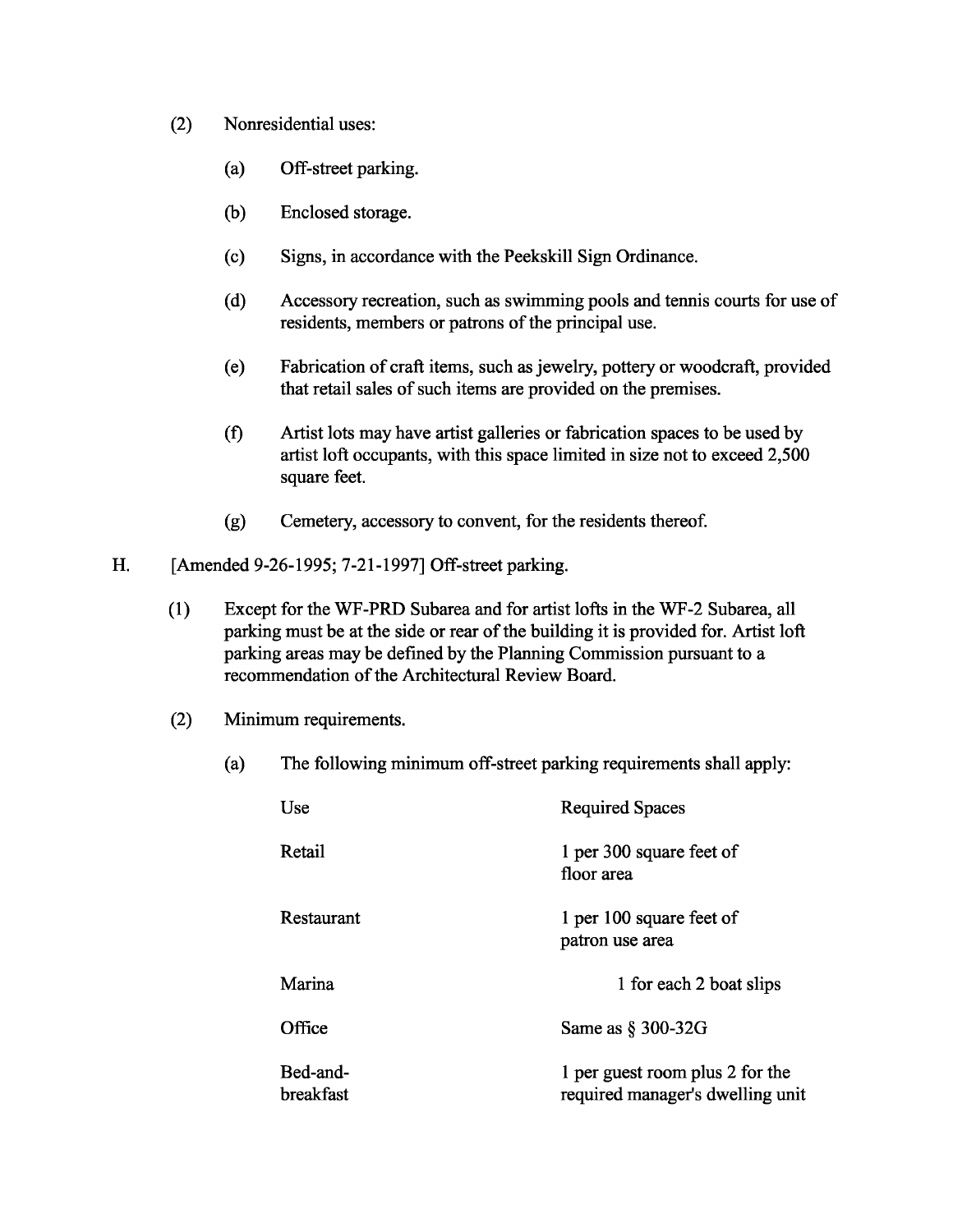(2) Nonresidential uses:

(a) Off-street parking.

(b) Enclosed storage.

(c) Signs, in accordance with the Peekskill Sign Ordinance.

(d) Accessory recreation, such as swimming pools and tennis courts for use of residents, members or patrons of the principal use.

(e) Fabrication of craft items, such as jewelry, pottery or woodcraft, provided that retail sales of such items are provided on the premises.

(f) Artist lots may have artist galleries or fabrication spaces to be used by artist loft occupants, with this space limited in size not to exceed 2,500 square feet.

(g) Cemetery, accessory to convent, for the residents thereof.

H. [Amended 9-26-1995; 7-21-1997] Off-street parking.

(1) Except for the WF-PRD Subarea and for artist lofts in the WF-2 Subarea, all parking must be at the side or rear of the building it is provided for. Artist loft parking areas may be defined by the Planning Commission pursuant to a recommendation of the Architectural Review Board.

(2) Minimum requirements.

(a) The following minimum off-street parking requirements shall apply:

| Use | Required Spaces |
| --- | --- |
| Retail | 1 per 300 square feet of floor area |
| Restaurant | 1 per 100 square feet of patron use area |
| Marina | 1 for each 2 boat slips |
| Office | Same as § 300-32G |
| Bed-and-breakfast | 1 per guest room plus 2 for the required manager's dwelling unit |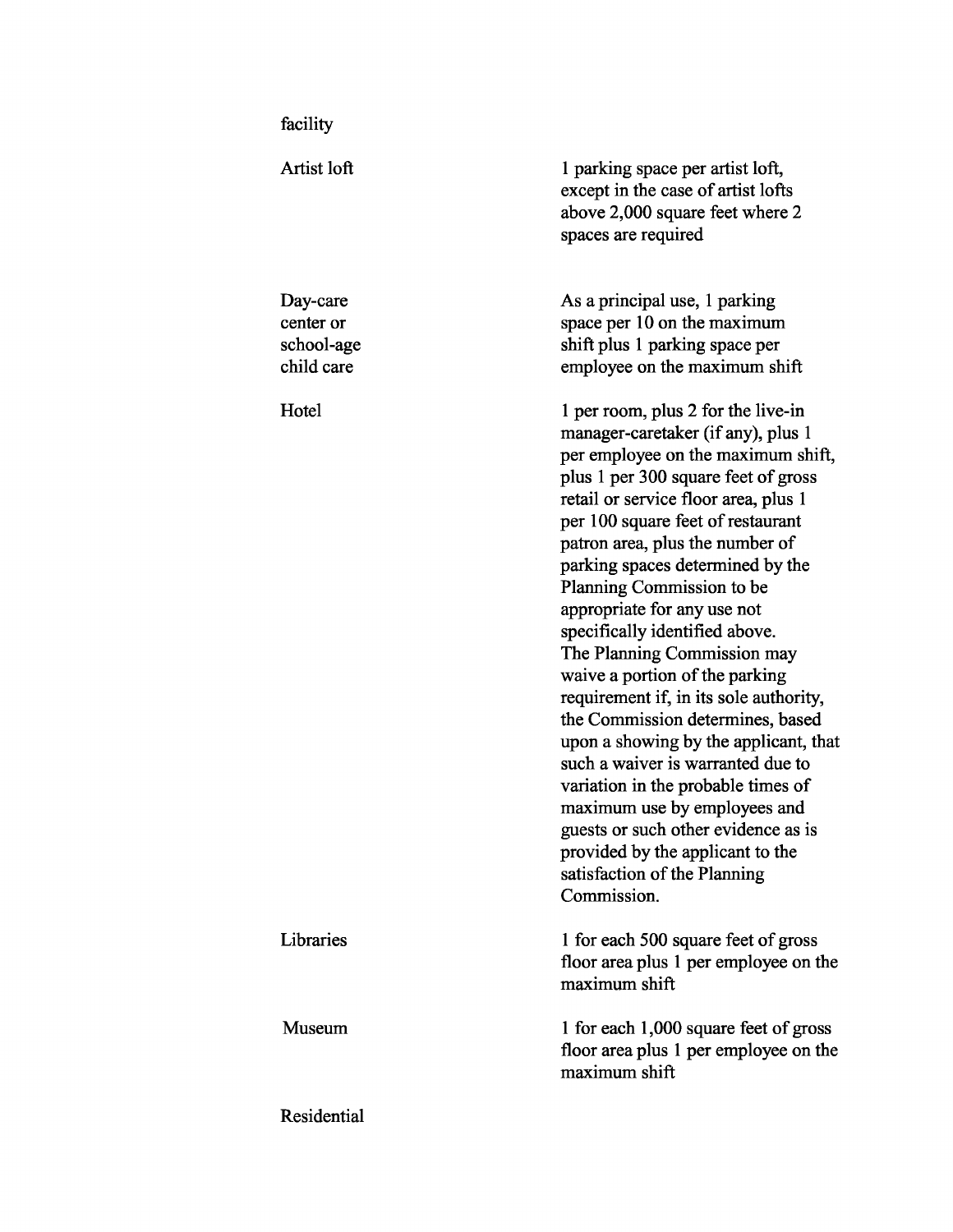| | |
|---|---|
| facility | |
| Artist loft | 1 parking space per artist loft, except in the case of artist lofts above 2,000 square feet where 2 spaces are required |
| Day-care center or school-age child care | As a principal use, 1 parking space per 10 on the maximum shift plus 1 parking space per employee on the maximum shift |
| Hotel | 1 per room, plus 2 for the live-in manager-caretaker (if any), plus 1 per employee on the maximum shift, plus 1 per 300 square feet of gross retail or service floor area, plus 1 per 100 square feet of restaurant patron area, plus the number of parking spaces determined by the Planning Commission to be appropriate for any use not specifically identified above. The Planning Commission may waive a portion of the parking requirement if, in its sole authority, the Commission determines, based upon a showing by the applicant, that such a waiver is warranted due to variation in the probable times of maximum use by employees and guests or such other evidence as is provided by the applicant to the satisfaction of the Planning Commission. |
| Libraries | 1 for each 500 square feet of gross floor area plus 1 per employee on the maximum shift |
| Museum | 1 for each 1,000 square feet of gross floor area plus 1 per employee on the maximum shift |
| Residential | |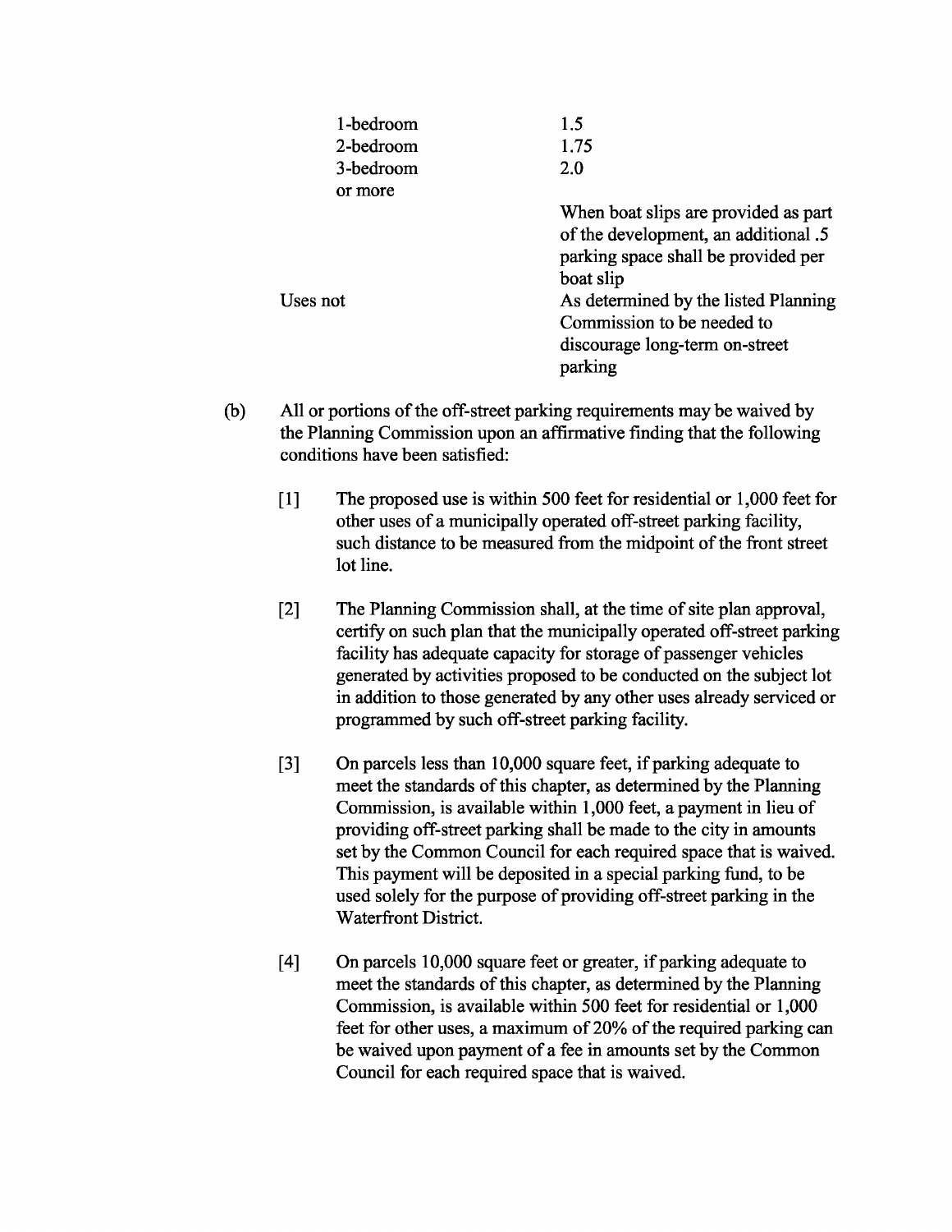| | |
|---|---|
| 1-bedroom | 1.5 |
| 2-bedroom | 1.75 |
| 3-bedroom or more | 2.0 |
| | When boat slips are provided as part of the development, an additional .5 parking space shall be provided per boat slip |
| Uses not | As determined by the listed Planning Commission to be needed to discourage long-term on-street parking |

(b) All or portions of the off-street parking requirements may be waived by the Planning Commission upon an affirmative finding that the following conditions have been satisfied:

[1] The proposed use is within 500 feet for residential or 1,000 feet for other uses of a municipally operated off-street parking facility, such distance to be measured from the midpoint of the front street lot line.

[2] The Planning Commission shall, at the time of site plan approval, certify on such plan that the municipally operated off-street parking facility has adequate capacity for storage of passenger vehicles generated by activities proposed to be conducted on the subject lot in addition to those generated by any other uses already serviced or programmed by such off-street parking facility.

[3] On parcels less than 10,000 square feet, if parking adequate to meet the standards of this chapter, as determined by the Planning Commission, is available within 1,000 feet, a payment in lieu of providing off-street parking shall be made to the city in amounts set by the Common Council for each required space that is waived. This payment will be deposited in a special parking fund, to be used solely for the purpose of providing off-street parking in the Waterfront District.

[4] On parcels 10,000 square feet or greater, if parking adequate to meet the standards of this chapter, as determined by the Planning Commission, is available within 500 feet for residential or 1,000 feet for other uses, a maximum of 20% of the required parking can be waived upon payment of a fee in amounts set by the Common Council for each required space that is waived.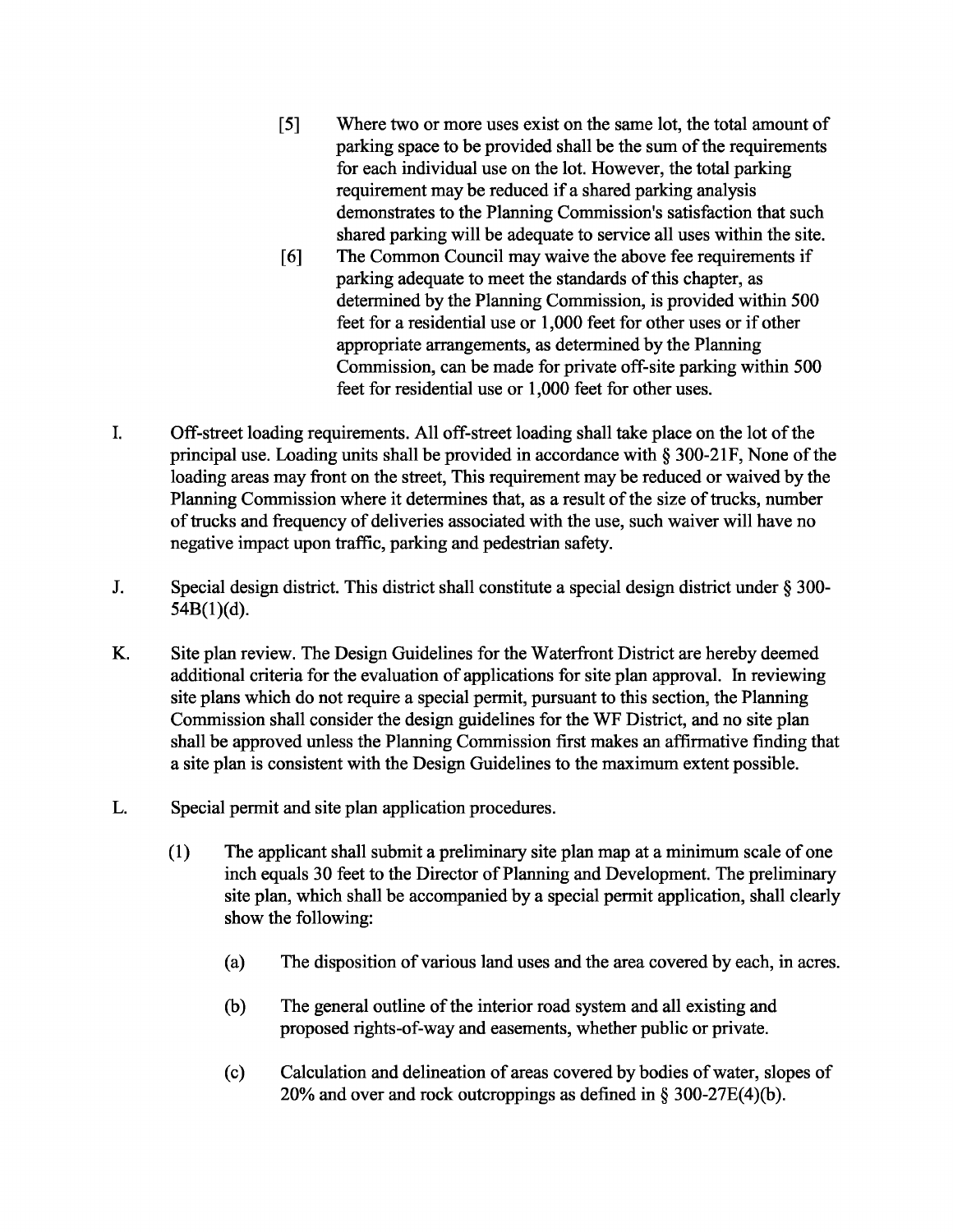[5] Where two or more uses exist on the same lot, the total amount of parking space to be provided shall be the sum of the requirements for each individual use on the lot. However, the total parking requirement may be reduced if a shared parking analysis demonstrates to the Planning Commission's satisfaction that such shared parking will be adequate to service all uses within the site.

[6] The Common Council may waive the above fee requirements if parking adequate to meet the standards of this chapter, as determined by the Planning Commission, is provided within 500 feet for a residential use or 1,000 feet for other uses or if other appropriate arrangements, as determined by the Planning Commission, can be made for private off-site parking within 500 feet for residential use or 1,000 feet for other uses.

I. Off-street loading requirements. All off-street loading shall take place on the lot of the principal use. Loading units shall be provided in accordance with § 300-21F, None of the loading areas may front on the street, This requirement may be reduced or waived by the Planning Commission where it determines that, as a result of the size of trucks, number of trucks and frequency of deliveries associated with the use, such waiver will have no negative impact upon traffic, parking and pedestrian safety.

J. Special design district. This district shall constitute a special design district under § 300-54B(1)(d).

K. Site plan review. The Design Guidelines for the Waterfront District are hereby deemed additional criteria for the evaluation of applications for site plan approval. In reviewing site plans which do not require a special permit, pursuant to this section, the Planning Commission shall consider the design guidelines for the WF District, and no site plan shall be approved unless the Planning Commission first makes an affirmative finding that a site plan is consistent with the Design Guidelines to the maximum extent possible.

L. Special permit and site plan application procedures.

(1) The applicant shall submit a preliminary site plan map at a minimum scale of one inch equals 30 feet to the Director of Planning and Development. The preliminary site plan, which shall be accompanied by a special permit application, shall clearly show the following:

(a) The disposition of various land uses and the area covered by each, in acres.

(b) The general outline of the interior road system and all existing and proposed rights-of-way and easements, whether public or private.

(c) Calculation and delineation of areas covered by bodies of water, slopes of 20% and over and rock outcroppings as defined in § 300-27E(4)(b).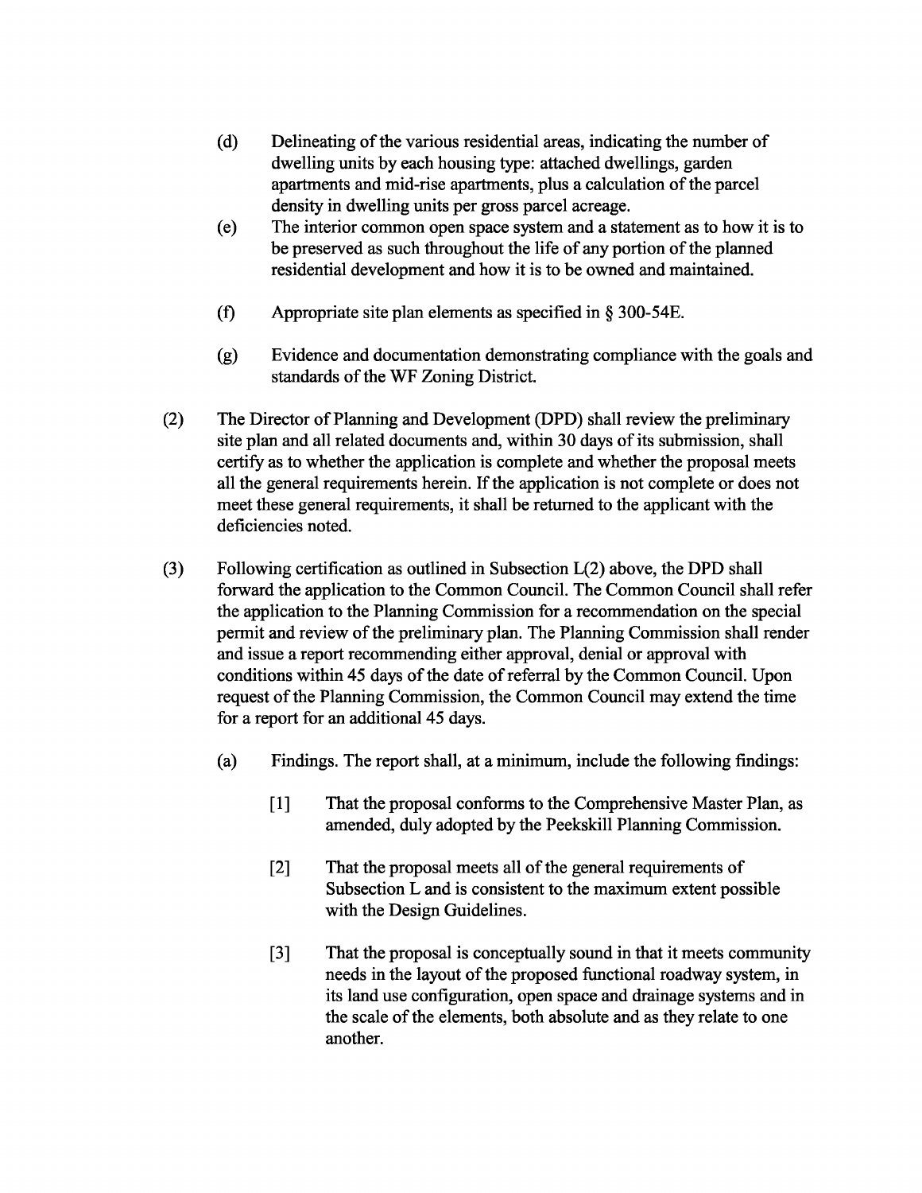(d) Delineating of the various residential areas, indicating the number of dwelling units by each housing type: attached dwellings, garden apartments and mid-rise apartments, plus a calculation of the parcel density in dwelling units per gross parcel acreage.

(e) The interior common open space system and a statement as to how it is to be preserved as such throughout the life of any portion of the planned residential development and how it is to be owned and maintained.

(f) Appropriate site plan elements as specified in § 300-54E.

(g) Evidence and documentation demonstrating compliance with the goals and standards of the WF Zoning District.

(2) The Director of Planning and Development (DPD) shall review the preliminary site plan and all related documents and, within 30 days of its submission, shall certify as to whether the application is complete and whether the proposal meets all the general requirements herein. If the application is not complete or does not meet these general requirements, it shall be returned to the applicant with the deficiencies noted.

(3) Following certification as outlined in Subsection L(2) above, the DPD shall forward the application to the Common Council. The Common Council shall refer the application to the Planning Commission for a recommendation on the special permit and review of the preliminary plan. The Planning Commission shall render and issue a report recommending either approval, denial or approval with conditions within 45 days of the date of referral by the Common Council. Upon request of the Planning Commission, the Common Council may extend the time for a report for an additional 45 days.

(a) Findings. The report shall, at a minimum, include the following findings:

[1] That the proposal conforms to the Comprehensive Master Plan, as amended, duly adopted by the Peekskill Planning Commission.

[2] That the proposal meets all of the general requirements of Subsection L and is consistent to the maximum extent possible with the Design Guidelines.

[3] That the proposal is conceptually sound in that it meets community needs in the layout of the proposed functional roadway system, in its land use configuration, open space and drainage systems and in the scale of the elements, both absolute and as they relate to one another.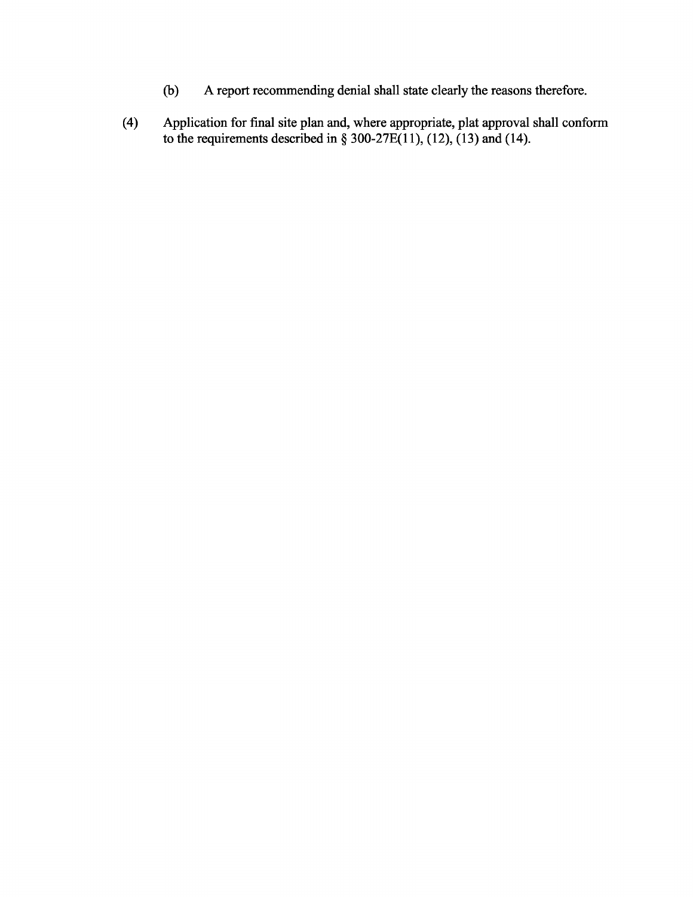(b) A report recommending denial shall state clearly the reasons therefore.

(4) Application for final site plan and, where appropriate, plat approval shall conform to the requirements described in § 300-27E(11), (12), (13) and (14).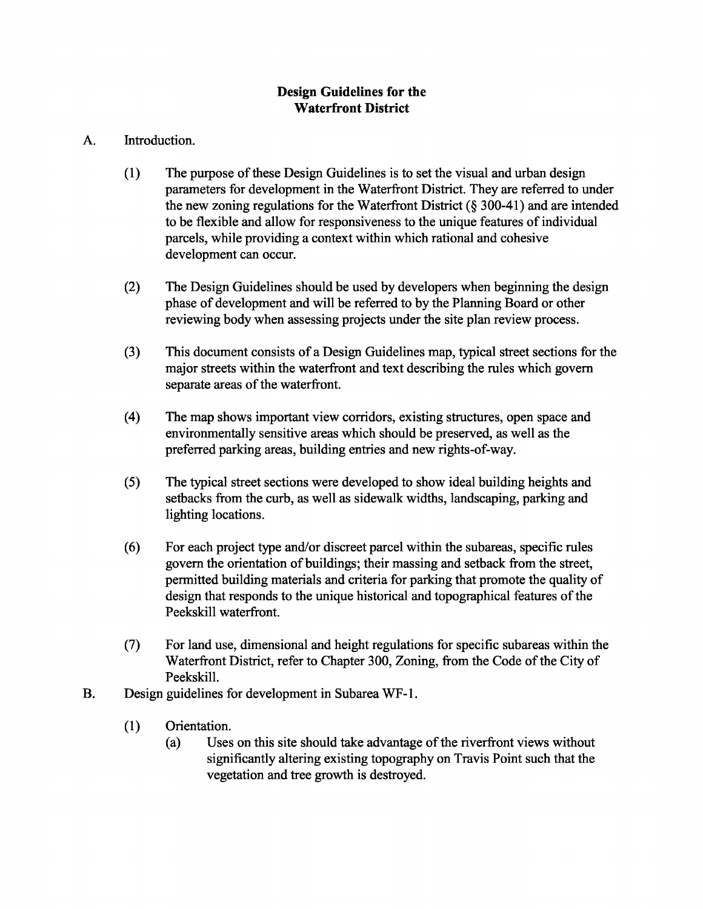# Design Guidelines for the Waterfront District

A. Introduction.

(1) The purpose of these Design Guidelines is to set the visual and urban design parameters for development in the Waterfront District. They are referred to under the new zoning regulations for the Waterfront District (§ 300-41) and are intended to be flexible and allow for responsiveness to the unique features of individual parcels, while providing a context within which rational and cohesive development can occur.

(2) The Design Guidelines should be used by developers when beginning the design phase of development and will be referred to by the Planning Board or other reviewing body when assessing projects under the site plan review process.

(3) This document consists of a Design Guidelines map, typical street sections for the major streets within the waterfront and text describing the rules which govern separate areas of the waterfront.

(4) The map shows important view corridors, existing structures, open space and environmentally sensitive areas which should be preserved, as well as the preferred parking areas, building entries and new rights-of-way.

(5) The typical street sections were developed to show ideal building heights and setbacks from the curb, as well as sidewalk widths, landscaping, parking and lighting locations.

(6) For each project type and/or discreet parcel within the subareas, specific rules govern the orientation of buildings; their massing and setback from the street, permitted building materials and criteria for parking that promote the quality of design that responds to the unique historical and topographical features of the Peekskill waterfront.

(7) For land use, dimensional and height regulations for specific subareas within the Waterfront District, refer to Chapter 300, Zoning, from the Code of the City of Peekskill.

B. Design guidelines for development in Subarea WF-1.

(1) Orientation.

(a) Uses on this site should take advantage of the riverfront views without significantly altering existing topography on Travis Point such that the vegetation and tree growth is destroyed.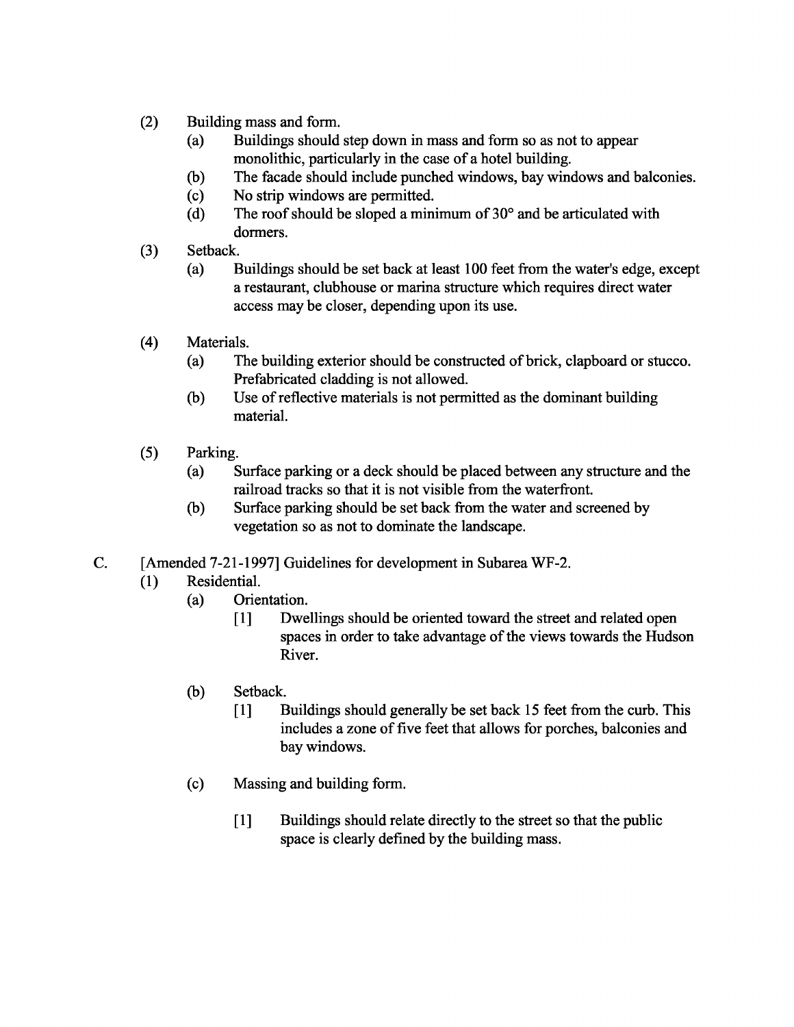(2) Building mass and form.

  (a) Buildings should step down in mass and form so as not to appear monolithic, particularly in the case of a hotel building.

  (b) The facade should include punched windows, bay windows and balconies.

  (c) No strip windows are permitted.

  (d) The roof should be sloped a minimum of 30° and be articulated with dormers.

(3) Setback.

  (a) Buildings should be set back at least 100 feet from the water's edge, except a restaurant, clubhouse or marina structure which requires direct water access may be closer, depending upon its use.

(4) Materials.

  (a) The building exterior should be constructed of brick, clapboard or stucco. Prefabricated cladding is not allowed.

  (b) Use of reflective materials is not permitted as the dominant building material.

(5) Parking.

  (a) Surface parking or a deck should be placed between any structure and the railroad tracks so that it is not visible from the waterfront.

  (b) Surface parking should be set back from the water and screened by vegetation so as not to dominate the landscape.

C. [Amended 7-21-1997] Guidelines for development in Subarea WF-2.

(1) Residential.

  (a) Orientation.

    [1] Dwellings should be oriented toward the street and related open spaces in order to take advantage of the views towards the Hudson River.

  (b) Setback.

    [1] Buildings should generally be set back 15 feet from the curb. This includes a zone of five feet that allows for porches, balconies and bay windows.

  (c) Massing and building form.

    [1] Buildings should relate directly to the street so that the public space is clearly defined by the building mass.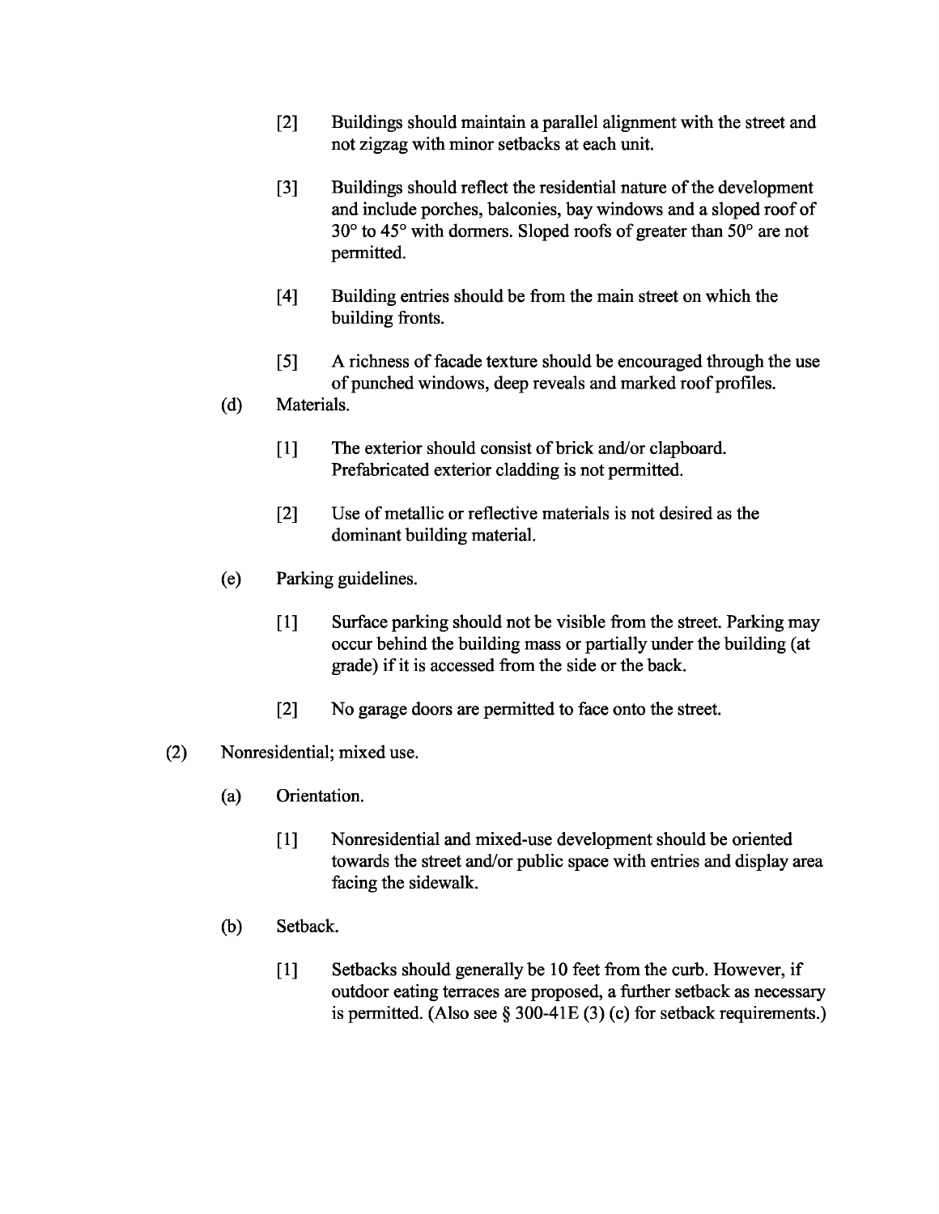[2] Buildings should maintain a parallel alignment with the street and not zigzag with minor setbacks at each unit.

[3] Buildings should reflect the residential nature of the development and include porches, balconies, bay windows and a sloped roof of 30° to 45° with dormers. Sloped roofs of greater than 50° are not permitted.

[4] Building entries should be from the main street on which the building fronts.

[5] A richness of facade texture should be encouraged through the use of punched windows, deep reveals and marked roof profiles.

(d) Materials.

[1] The exterior should consist of brick and/or clapboard. Prefabricated exterior cladding is not permitted.

[2] Use of metallic or reflective materials is not desired as the dominant building material.

(e) Parking guidelines.

[1] Surface parking should not be visible from the street. Parking may occur behind the building mass or partially under the building (at grade) if it is accessed from the side or the back.

[2] No garage doors are permitted to face onto the street.

(2) Nonresidential; mixed use.

(a) Orientation.

[1] Nonresidential and mixed-use development should be oriented towards the street and/or public space with entries and display area facing the sidewalk.

(b) Setback.

[1] Setbacks should generally be 10 feet from the curb. However, if outdoor eating terraces are proposed, a further setback as necessary is permitted. (Also see § 300-41E (3) (c) for setback requirements.)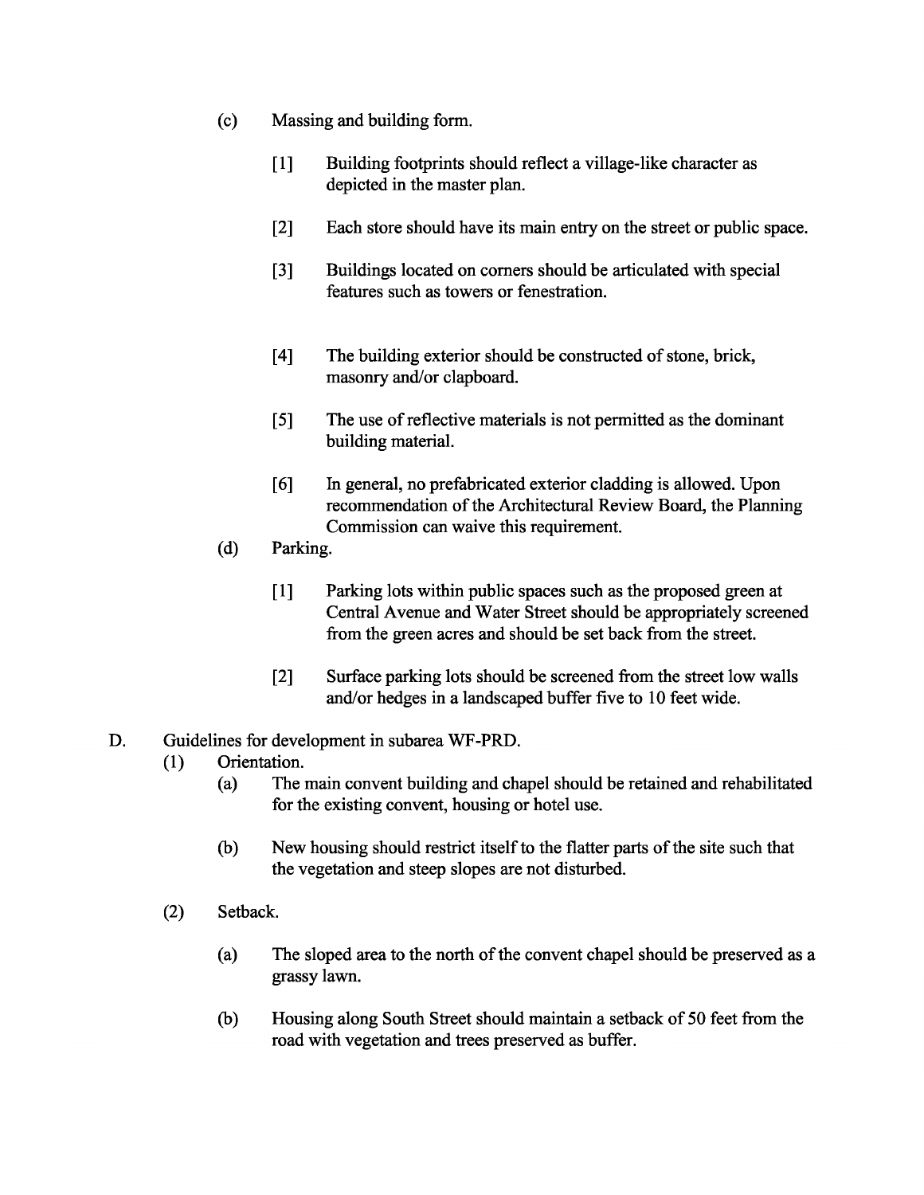(c) Massing and building form.

[1] Building footprints should reflect a village-like character as depicted in the master plan.

[2] Each store should have its main entry on the street or public space.

[3] Buildings located on corners should be articulated with special features such as towers or fenestration.

[4] The building exterior should be constructed of stone, brick, masonry and/or clapboard.

[5] The use of reflective materials is not permitted as the dominant building material.

[6] In general, no prefabricated exterior cladding is allowed. Upon recommendation of the Architectural Review Board, the Planning Commission can waive this requirement.

(d) Parking.

[1] Parking lots within public spaces such as the proposed green at Central Avenue and Water Street should be appropriately screened from the green acres and should be set back from the street.

[2] Surface parking lots should be screened from the street low walls and/or hedges in a landscaped buffer five to 10 feet wide.

D. Guidelines for development in subarea WF-PRD.

(1) Orientation.

(a) The main convent building and chapel should be retained and rehabilitated for the existing convent, housing or hotel use.

(b) New housing should restrict itself to the flatter parts of the site such that the vegetation and steep slopes are not disturbed.

(2) Setback.

(a) The sloped area to the north of the convent chapel should be preserved as a grassy lawn.

(b) Housing along South Street should maintain a setback of 50 feet from the road with vegetation and trees preserved as buffer.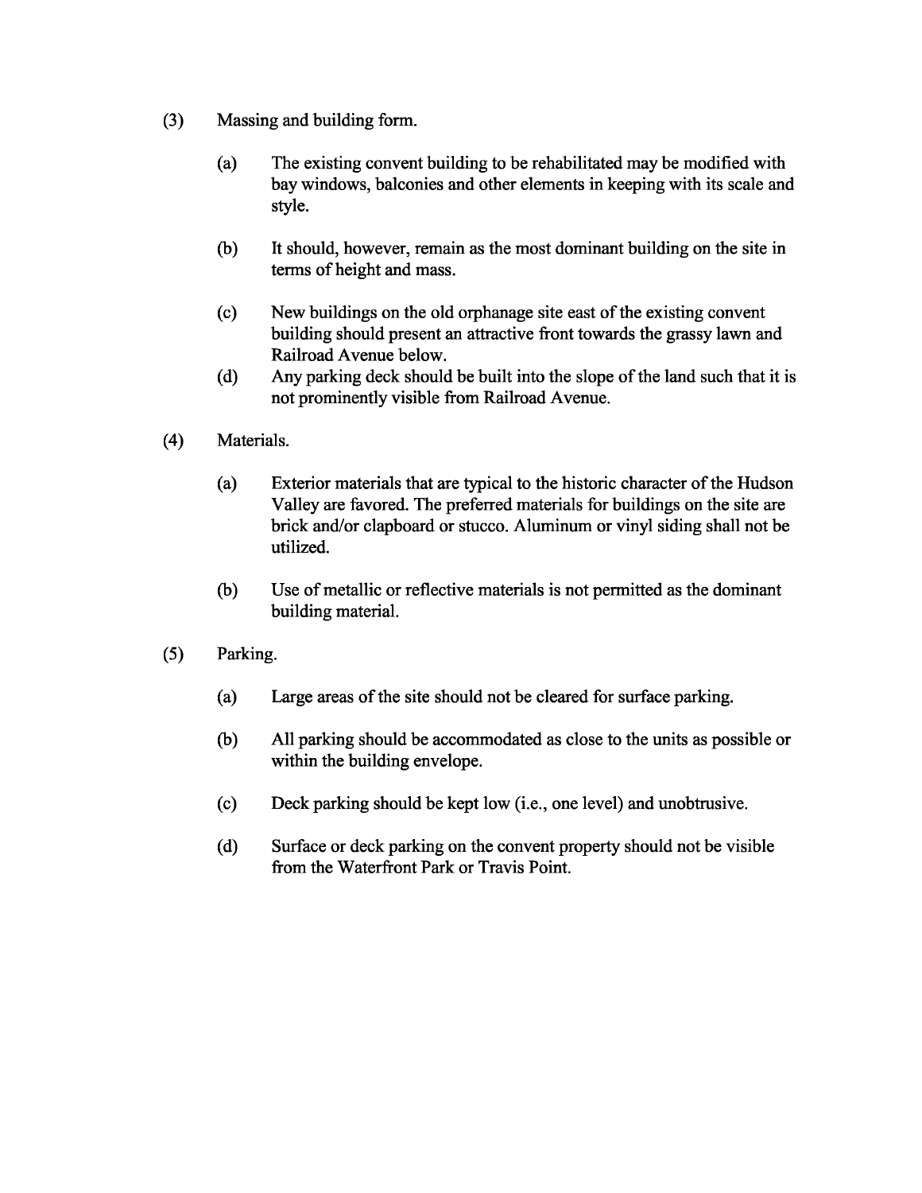(3) Massing and building form.

(a) The existing convent building to be rehabilitated may be modified with bay windows, balconies and other elements in keeping with its scale and style.

(b) It should, however, remain as the most dominant building on the site in terms of height and mass.

(c) New buildings on the old orphanage site east of the existing convent building should present an attractive front towards the grassy lawn and Railroad Avenue below.

(d) Any parking deck should be built into the slope of the land such that it is not prominently visible from Railroad Avenue.

(4) Materials.

(a) Exterior materials that are typical to the historic character of the Hudson Valley are favored. The preferred materials for buildings on the site are brick and/or clapboard or stucco. Aluminum or vinyl siding shall not be utilized.

(b) Use of metallic or reflective materials is not permitted as the dominant building material.

(5) Parking.

(a) Large areas of the site should not be cleared for surface parking.

(b) All parking should be accommodated as close to the units as possible or within the building envelope.

(c) Deck parking should be kept low (i.e., one level) and unobtrusive.

(d) Surface or deck parking on the convent property should not be visible from the Waterfront Park or Travis Point.